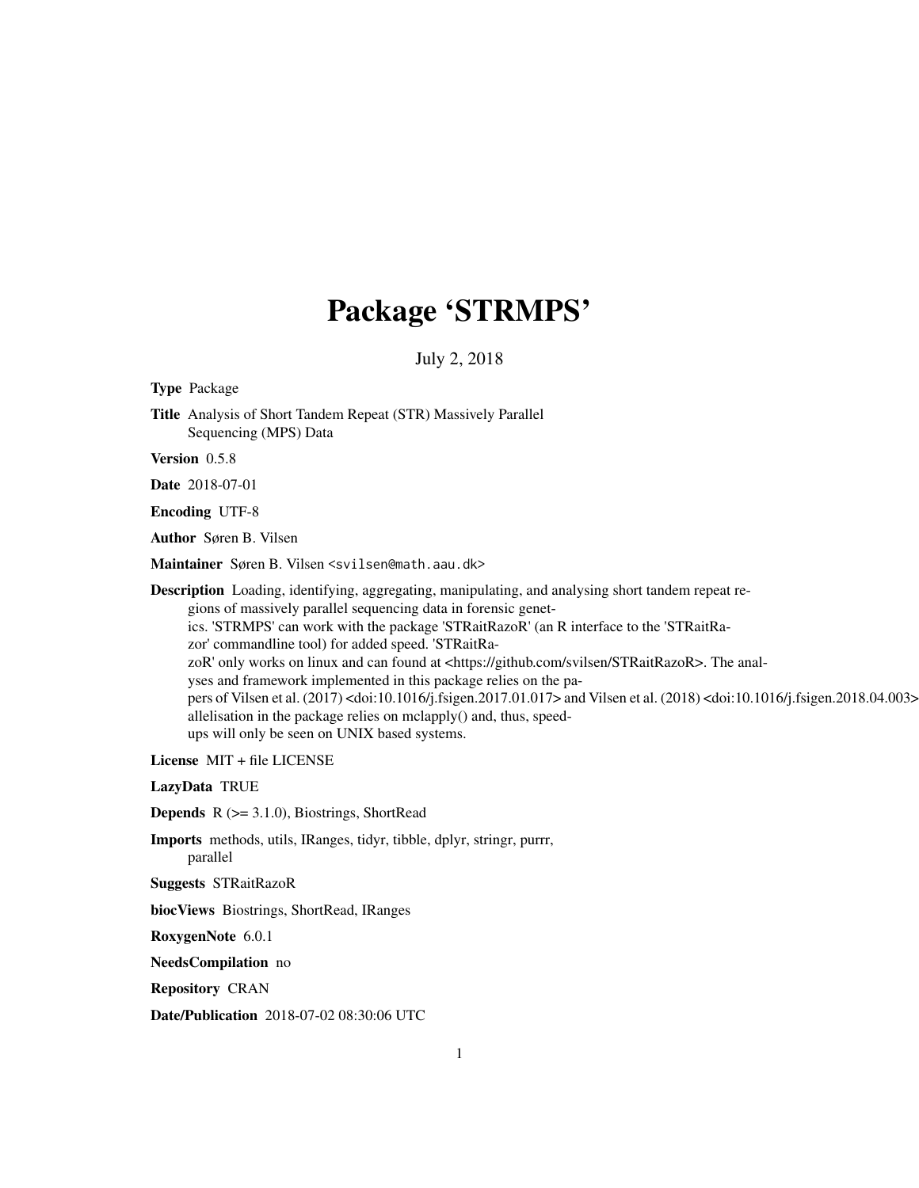# Package 'STRMPS'

July 2, 2018

**Type** Package

**Title** Analysis of Short Tandem Repeat (STR) Massively Parallel Sequencing (MPS) Data

**Version** 0.5.8

**Date** 2018-07-01

**Encoding** UTF-8

**Author** Søren B. Vilsen

**Maintainer** Søren B. Vilsen <svilsen@math.aau.dk>

**Description** Loading, identifying, aggregating, manipulating, and analysing short tandem repeat regions of massively parallel sequencing data in forensic genetics. 'STRMPS' can work with the package 'STRaitRazoR' (an R interface to the 'STRaitRazor' commandline tool) for added speed. 'STRaitRazoR' only works on linux and can found at <https://github.com/svilsen/STRaitRazoR>. The analyses and framework implemented in this package relies on the papers of Vilsen et al. (2017) <doi:10.1016/j.fsigen.2017.01.017> and Vilsen et al. (2018) <doi:10.1016/j.fsigen.2018.04.003> allelisation in the package relies on mclapply() and, thus, speed-ups will only be seen on UNIX based systems.

**License** MIT + file LICENSE

**LazyData** TRUE

**Depends** R (>= 3.1.0), Biostrings, ShortRead

**Imports** methods, utils, IRanges, tidyr, tibble, dplyr, stringr, purrr, parallel

**Suggests** STRaitRazoR

**biocViews** Biostrings, ShortRead, IRanges

**RoxygenNote** 6.0.1

**NeedsCompilation** no

**Repository** CRAN

**Date/Publication** 2018-07-02 08:30:06 UTC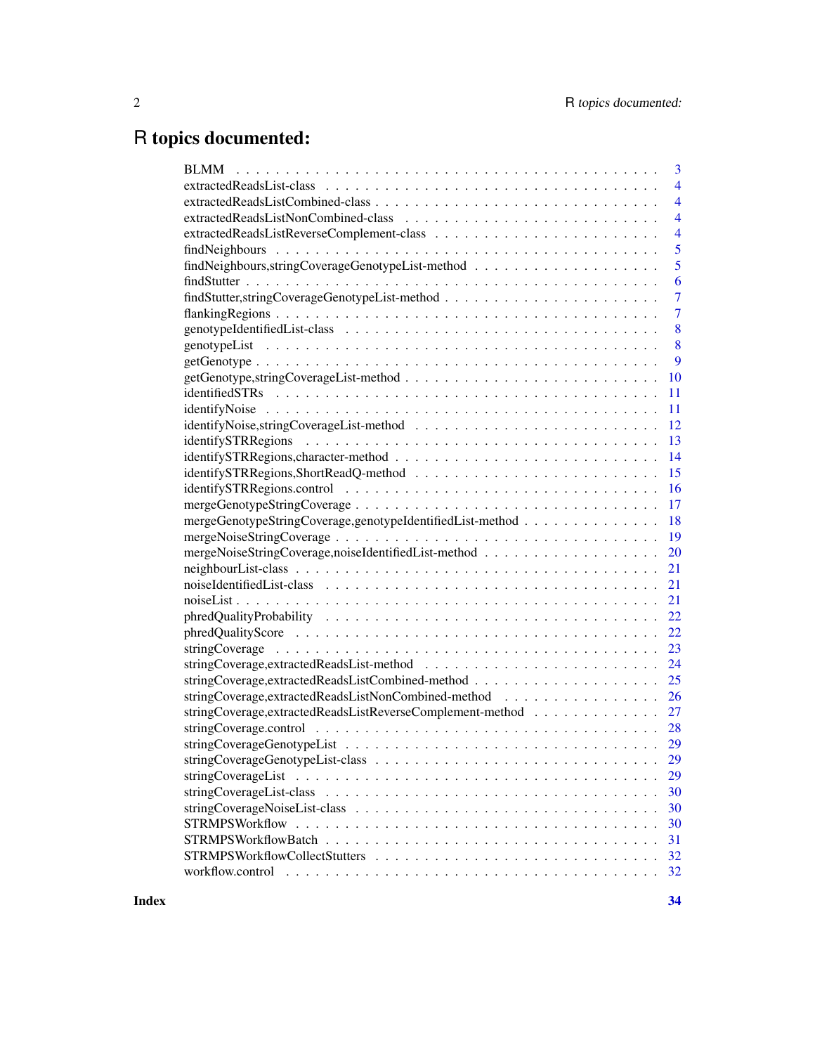# R topics documented:

| | |
|---|---|
| BLMM | 3 |
| extractedReadsList-class | 4 |
| extractedReadsListCombined-class | 4 |
| extractedReadsListNonCombined-class | 4 |
| extractedReadsListReverseComplement-class | 4 |
| findNeighbours | 5 |
| findNeighbours,stringCoverageGenotypeList-method | 5 |
| findStutter | 6 |
| findStutter,stringCoverageGenotypeList-method | 7 |
| flankingRegions | 7 |
| genotypeIdentifiedList-class | 8 |
| genotypeList | 8 |
| getGenotype | 9 |
| getGenotype,stringCoverageList-method | 10 |
| identifiedSTRs | 11 |
| identifyNoise | 11 |
| identifyNoise,stringCoverageList-method | 12 |
| identifySTRRegions | 13 |
| identifySTRRegions,character-method | 14 |
| identifySTRRegions,ShortReadQ-method | 15 |
| identifySTRRegions.control | 16 |
| mergeGenotypeStringCoverage | 17 |
| mergeGenotypeStringCoverage,genotypeIdentifiedList-method | 18 |
| mergeNoiseStringCoverage | 19 |
| mergeNoiseStringCoverage,noiseIdentifiedList-method | 20 |
| neighbourList-class | 21 |
| noiseIdentifiedList-class | 21 |
| noiseList | 21 |
| phredQualityProbability | 22 |
| phredQualityScore | 22 |
| stringCoverage | 23 |
| stringCoverage,extractedReadsList-method | 24 |
| stringCoverage,extractedReadsListCombined-method | 25 |
| stringCoverage,extractedReadsListNonCombined-method | 26 |
| stringCoverage,extractedReadsListReverseComplement-method | 27 |
| stringCoverage.control | 28 |
| stringCoverageGenotypeList | 29 |
| stringCoverageGenotypeList-class | 29 |
| stringCoverageList | 29 |
| stringCoverageList-class | 30 |
| stringCoverageNoiseList-class | 30 |
| STRMPSWorkflow | 30 |
| STRMPSWorkflowBatch | 31 |
| STRMPSWorkflowCollectStutters | 32 |
| workflow.control | 32 |

**Index** **34**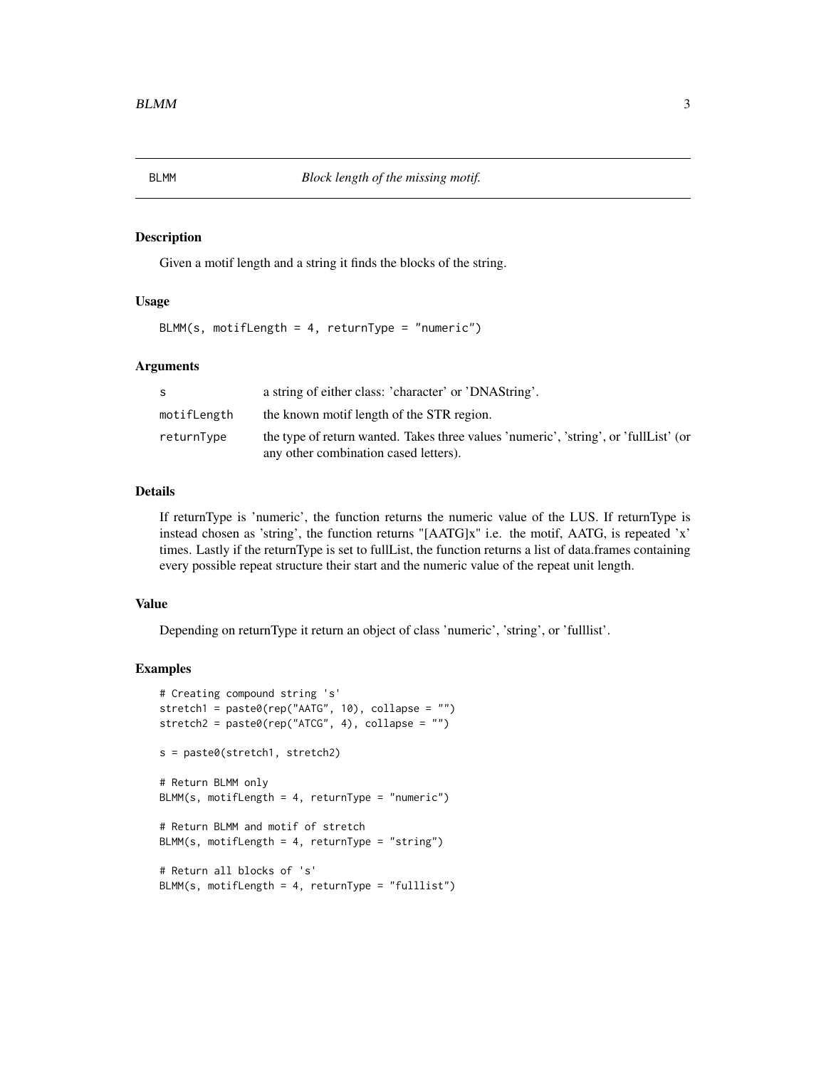# BLMM — *Block length of the missing motif.*

## Description

Given a motif length and a string it finds the blocks of the string.

## Usage

```
BLMM(s, motifLength = 4, returnType = "numeric")
```

## Arguments

| | |
|---|---|
| s | a string of either class: 'character' or 'DNAString'. |
| motifLength | the known motif length of the STR region. |
| returnType | the type of return wanted. Takes three values 'numeric', 'string', or 'fullList' (or any other combination cased letters). |

## Details

If returnType is 'numeric', the function returns the numeric value of the LUS. If returnType is instead chosen as 'string', the function returns "[AATG]x" i.e. the motif, AATG, is repeated 'x' times. Lastly if the returnType is set to fullList, the function returns a list of data.frames containing every possible repeat structure their start and the numeric value of the repeat unit length.

## Value

Depending on returnType it return an object of class 'numeric', 'string', or 'fulllist'.

## Examples

```
# Creating compound string 's'
stretch1 = paste0(rep("AATG", 10), collapse = "")
stretch2 = paste0(rep("ATCG", 4), collapse = "")

s = paste0(stretch1, stretch2)

# Return BLMM only
BLMM(s, motifLength = 4, returnType = "numeric")

# Return BLMM and motif of stretch
BLMM(s, motifLength = 4, returnType = "string")

# Return all blocks of 's'
BLMM(s, motifLength = 4, returnType = "fulllist")
```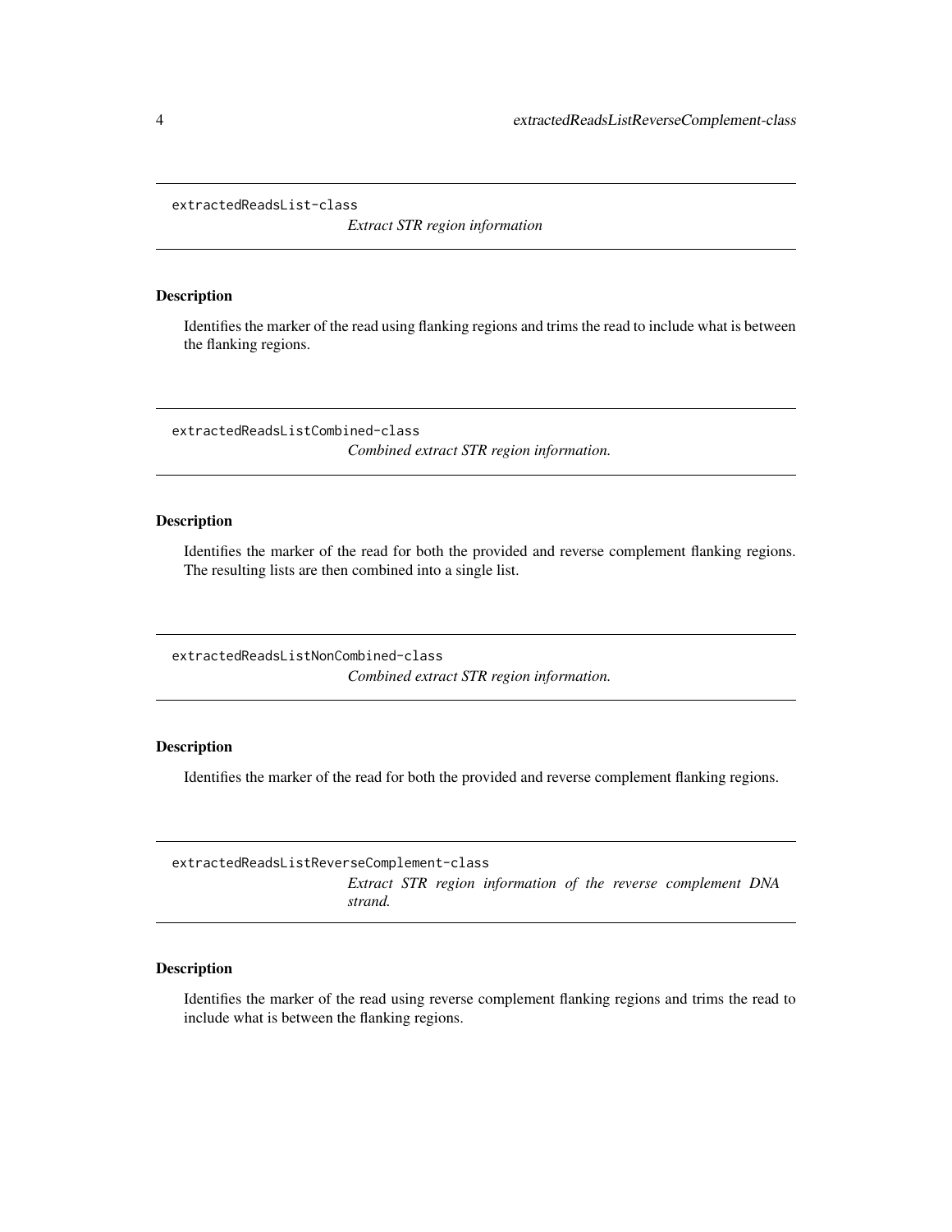## extractedReadsList-class

*Extract STR region information*

### Description

Identifies the marker of the read using flanking regions and trims the read to include what is between the flanking regions.

## extractedReadsListCombined-class

*Combined extract STR region information.*

### Description

Identifies the marker of the read for both the provided and reverse complement flanking regions. The resulting lists are then combined into a single list.

## extractedReadsListNonCombined-class

*Combined extract STR region information.*

### Description

Identifies the marker of the read for both the provided and reverse complement flanking regions.

## extractedReadsListReverseComplement-class

*Extract STR region information of the reverse complement DNA strand.*

### Description

Identifies the marker of the read using reverse complement flanking regions and trims the read to include what is between the flanking regions.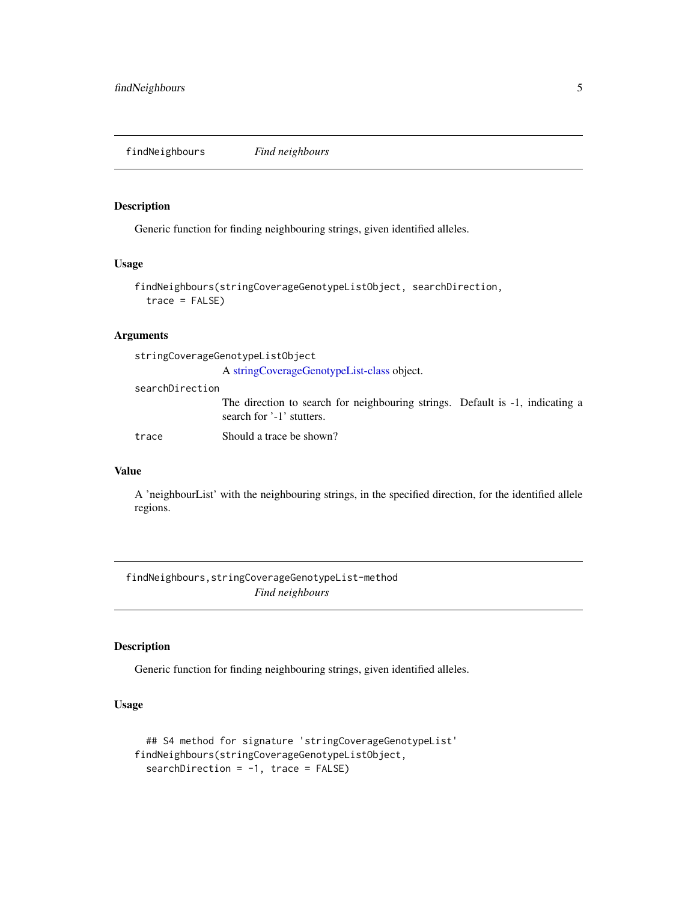## findNeighbours *Find neighbours*

### Description

Generic function for finding neighbouring strings, given identified alleles.

### Usage

```
findNeighbours(stringCoverageGenotypeListObject, searchDirection,
  trace = FALSE)
```

### Arguments

- `stringCoverageGenotypeListObject`
  A stringCoverageGenotypeList-class object.
- `searchDirection`
  The direction to search for neighbouring strings. Default is -1, indicating a search for '-1' stutters.
- `trace`
  Should a trace be shown?

### Value

A 'neighbourList' with the neighbouring strings, in the specified direction, for the identified allele regions.

## findNeighbours,stringCoverageGenotypeList-method *Find neighbours*

### Description

Generic function for finding neighbouring strings, given identified alleles.

### Usage

```
  ## S4 method for signature 'stringCoverageGenotypeList'
findNeighbours(stringCoverageGenotypeListObject,
  searchDirection = -1, trace = FALSE)
```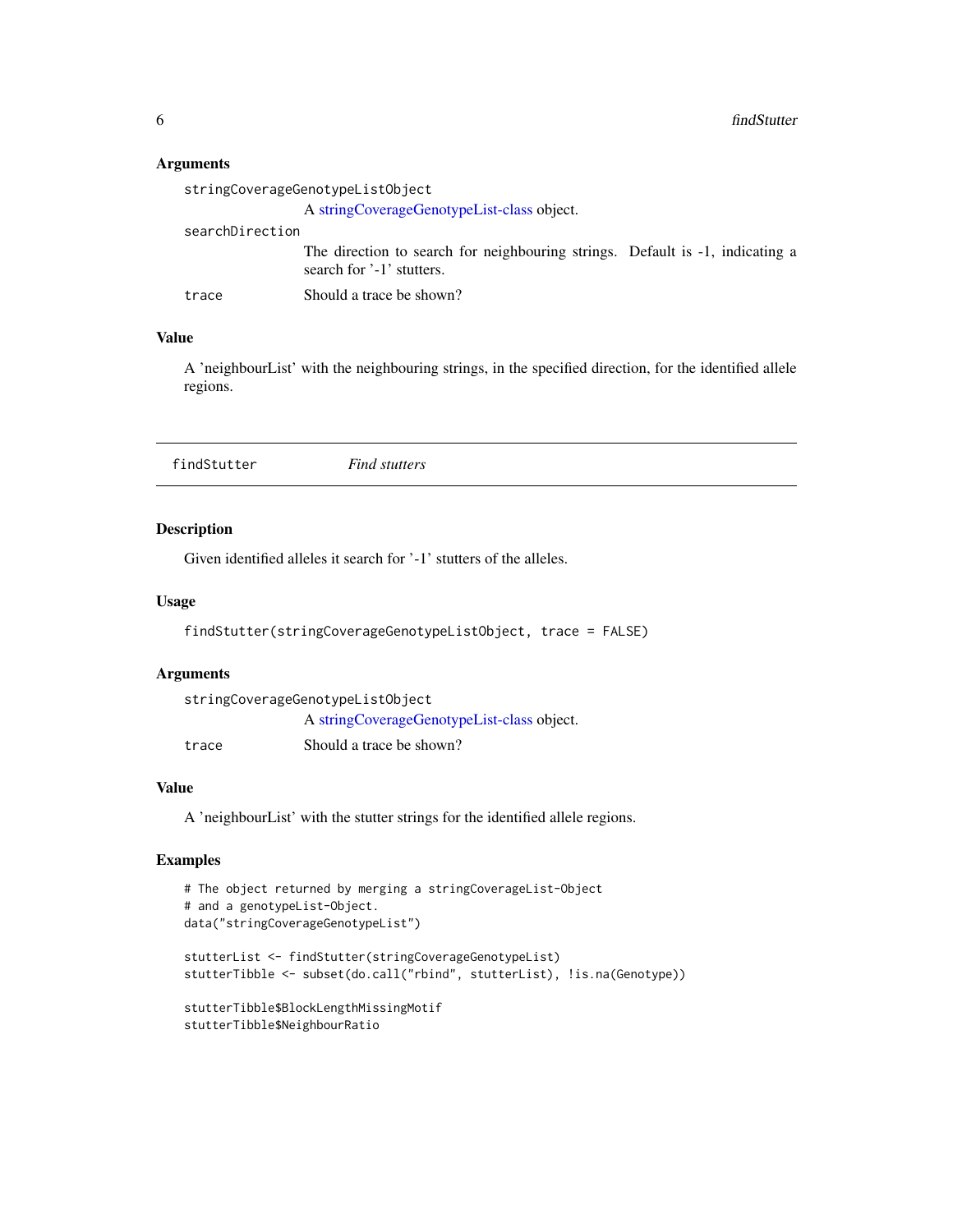### Arguments

stringCoverageGenotypeListObject
: A stringCoverageGenotypeList-class object.

searchDirection
: The direction to search for neighbouring strings. Default is -1, indicating a search for '-1' stutters.

trace
: Should a trace be shown?

### Value

A 'neighbourList' with the neighbouring strings, in the specified direction, for the identified allele regions.

---

## findStutter — *Find stutters*

---

### Description

Given identified alleles it search for '-1' stutters of the alleles.

### Usage

```
findStutter(stringCoverageGenotypeListObject, trace = FALSE)
```

### Arguments

stringCoverageGenotypeListObject
: A stringCoverageGenotypeList-class object.

trace
: Should a trace be shown?

### Value

A 'neighbourList' with the stutter strings for the identified allele regions.

### Examples

```
# The object returned by merging a stringCoverageList-Object
# and a genotypeList-Object.
data("stringCoverageGenotypeList")

stutterList <- findStutter(stringCoverageGenotypeList)
stutterTibble <- subset(do.call("rbind", stutterList), !is.na(Genotype))

stutterTibble$BlockLengthMissingMotif
stutterTibble$NeighbourRatio
```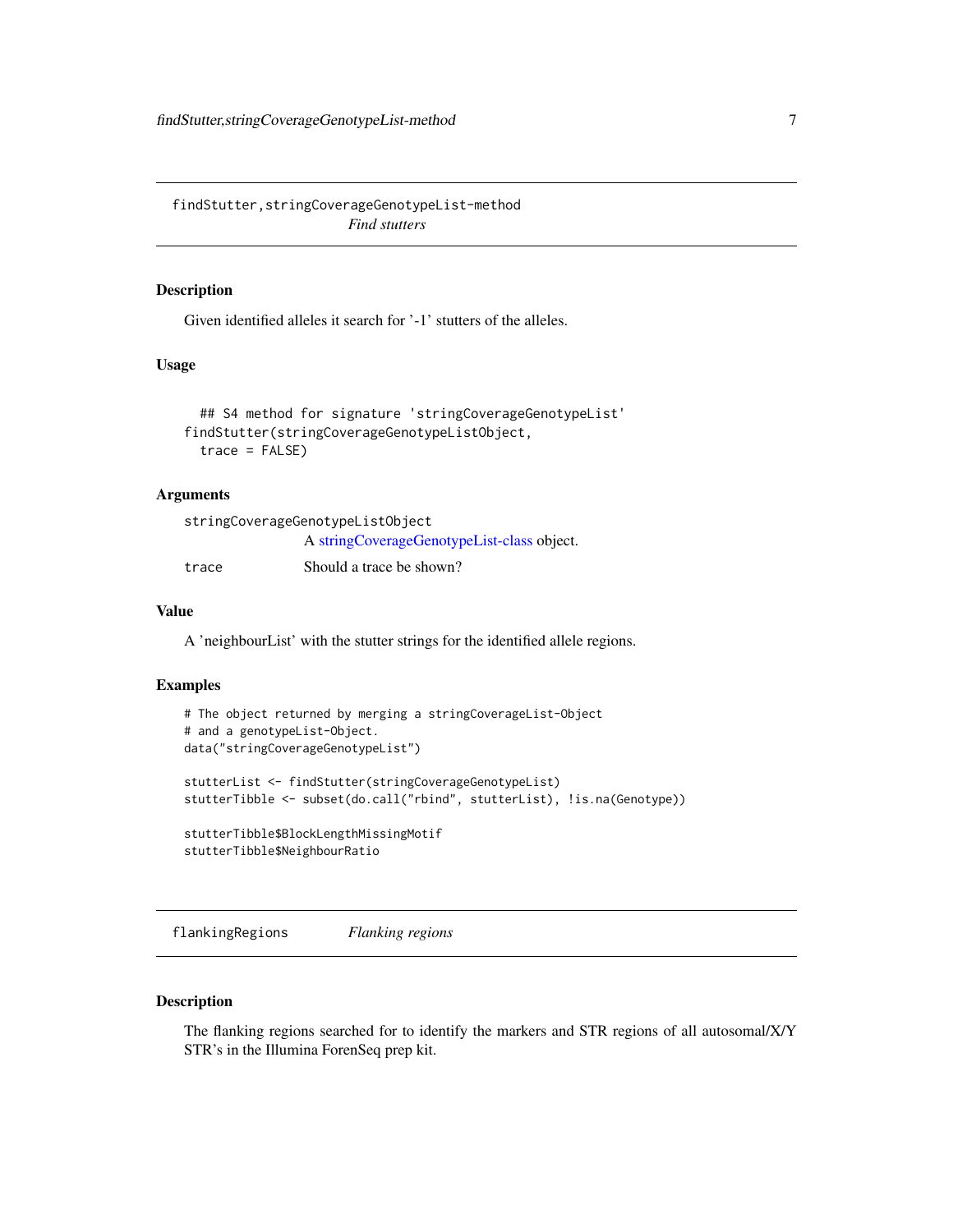## findStutter,stringCoverageGenotypeList-method — *Find stutters*

### Description

Given identified alleles it search for '-1' stutters of the alleles.

### Usage

```
## S4 method for signature 'stringCoverageGenotypeList'
findStutter(stringCoverageGenotypeListObject,
  trace = FALSE)
```

### Arguments

| | |
|---|---|
| `stringCoverageGenotypeListObject` | A stringCoverageGenotypeList-class object. |
| `trace` | Should a trace be shown? |

### Value

A 'neighbourList' with the stutter strings for the identified allele regions.

### Examples

```
# The object returned by merging a stringCoverageList-Object
# and a genotypeList-Object.
data("stringCoverageGenotypeList")

stutterList <- findStutter(stringCoverageGenotypeList)
stutterTibble <- subset(do.call("rbind", stutterList), !is.na(Genotype))

stutterTibble$BlockLengthMissingMotif
stutterTibble$NeighbourRatio
```

## flankingRegions — *Flanking regions*

### Description

The flanking regions searched for to identify the markers and STR regions of all autosomal/X/Y STR's in the Illumina ForenSeq prep kit.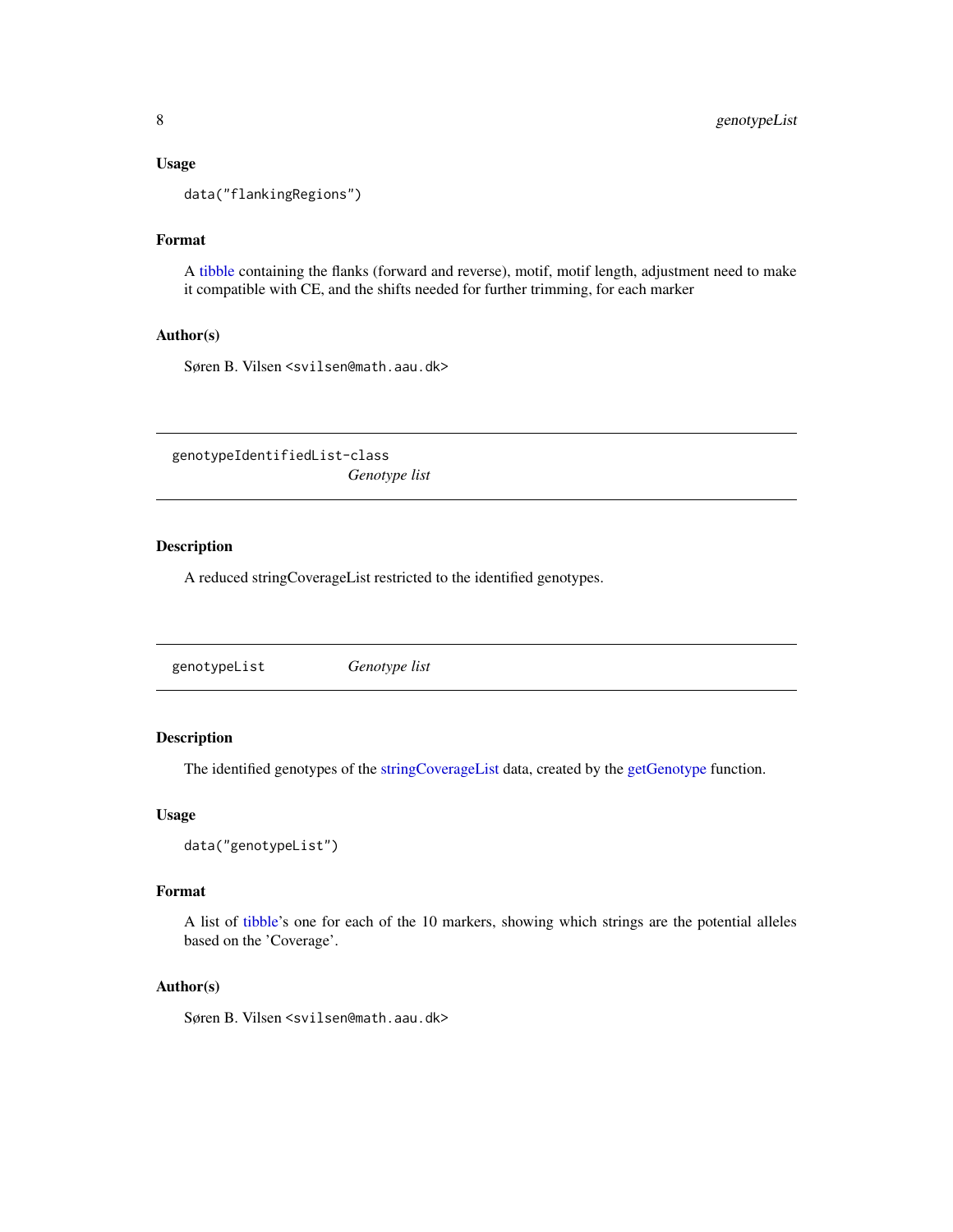### Usage

```
data("flankingRegions")
```

### Format

A tibble containing the flanks (forward and reverse), motif, motif length, adjustment need to make it compatible with CE, and the shifts needed for further trimming, for each marker

### Author(s)

Søren B. Vilsen <svilsen@math.aau.dk>

---

## genotypeIdentifiedList-class *Genotype list*

### Description

A reduced stringCoverageList restricted to the identified genotypes.

---

## genotypeList *Genotype list*

### Description

The identified genotypes of the stringCoverageList data, created by the getGenotype function.

### Usage

```
data("genotypeList")
```

### Format

A list of tibble's one for each of the 10 markers, showing which strings are the potential alleles based on the 'Coverage'.

### Author(s)

Søren B. Vilsen <svilsen@math.aau.dk>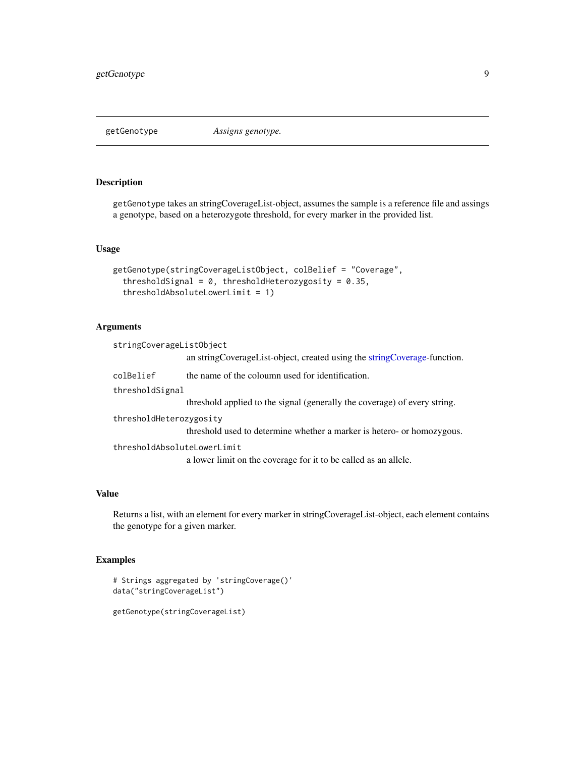getGenotype *Assigns genotype.*

### Description

getGenotype takes an stringCoverageList-object, assumes the sample is a reference file and assings a genotype, based on a heterozygote threshold, for every marker in the provided list.

### Usage

```
getGenotype(stringCoverageListObject, colBelief = "Coverage",
  thresholdSignal = 0, thresholdHeterozygosity = 0.35,
  thresholdAbsoluteLowerLimit = 1)
```

### Arguments

`stringCoverageListObject`
: an stringCoverageList-object, created using the stringCoverage-function.

`colBelief`
: the name of the coloumn used for identification.

`thresholdSignal`
: threshold applied to the signal (generally the coverage) of every string.

`thresholdHeterozygosity`
: threshold used to determine whether a marker is hetero- or homozygous.

`thresholdAbsoluteLowerLimit`
: a lower limit on the coverage for it to be called as an allele.

### Value

Returns a list, with an element for every marker in stringCoverageList-object, each element contains the genotype for a given marker.

### Examples

```
# Strings aggregated by 'stringCoverage()'
data("stringCoverageList")

getGenotype(stringCoverageList)
```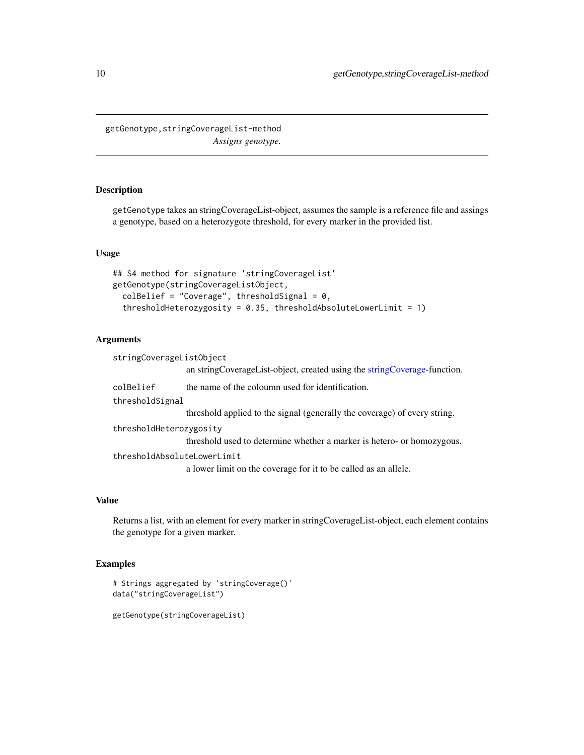## getGenotype,stringCoverageList-method

*Assigns genotype.*

### Description

getGenotype takes an stringCoverageList-object, assumes the sample is a reference file and assings a genotype, based on a heterozygote threshold, for every marker in the provided list.

### Usage

```
## S4 method for signature 'stringCoverageList'
getGenotype(stringCoverageListObject,
  colBelief = "Coverage", thresholdSignal = 0,
  thresholdHeterozygosity = 0.35, thresholdAbsoluteLowerLimit = 1)
```

### Arguments

| | |
|---|---|
| `stringCoverageListObject` | an stringCoverageList-object, created using the stringCoverage-function. |
| `colBelief` | the name of the coloumn used for identification. |
| `thresholdSignal` | threshold applied to the signal (generally the coverage) of every string. |
| `thresholdHeterozygosity` | threshold used to determine whether a marker is hetero- or homozygous. |
| `thresholdAbsoluteLowerLimit` | a lower limit on the coverage for it to be called as an allele. |

### Value

Returns a list, with an element for every marker in stringCoverageList-object, each element contains the genotype for a given marker.

### Examples

```
# Strings aggregated by 'stringCoverage()'
data("stringCoverageList")

getGenotype(stringCoverageList)
```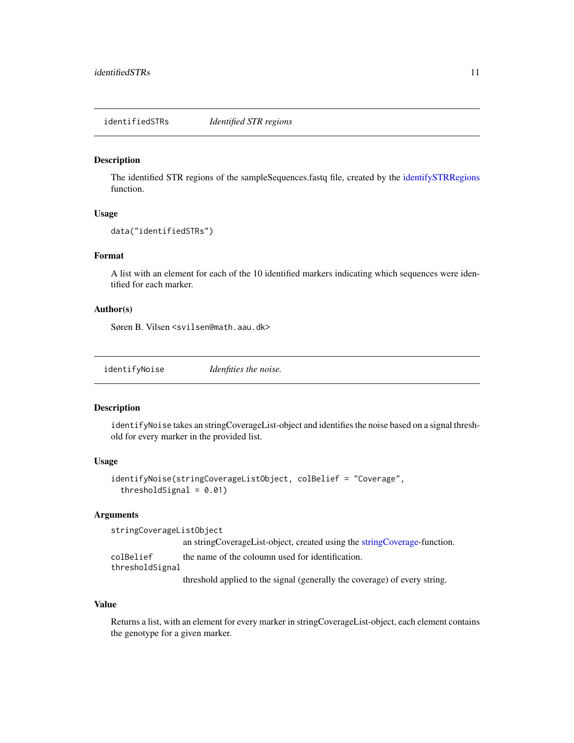## identifiedSTRs — *Identified STR regions*

### Description

The identified STR regions of the sampleSequences.fastq file, created by the identifySTRRegions function.

### Usage

```
data("identifiedSTRs")
```

### Format

A list with an element for each of the 10 identified markers indicating which sequences were identified for each marker.

### Author(s)

Søren B. Vilsen <svilsen@math.aau.dk>

## identifyNoise — *Idenfities the noise.*

### Description

`identifyNoise` takes an stringCoverageList-object and identifies the noise based on a signal threshold for every marker in the provided list.

### Usage

```
identifyNoise(stringCoverageListObject, colBelief = "Coverage",
  thresholdSignal = 0.01)
```

### Arguments

| | |
|---|---|
| `stringCoverageListObject` | an stringCoverageList-object, created using the stringCoverage-function. |
| `colBelief` | the name of the coloumn used for identification. |
| `thresholdSignal` | threshold applied to the signal (generally the coverage) of every string. |

### Value

Returns a list, with an element for every marker in stringCoverageList-object, each element contains the genotype for a given marker.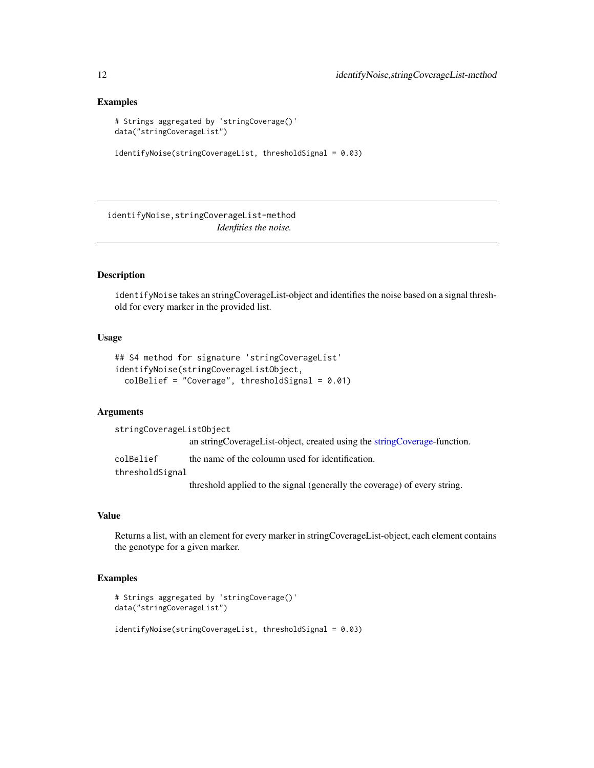## Examples

```
# Strings aggregated by 'stringCoverage()'
data("stringCoverageList")

identifyNoise(stringCoverageList, thresholdSignal = 0.03)
```

---

# identifyNoise,stringCoverageList-method

*Idenfities the noise.*

---

## Description

identifyNoise takes an stringCoverageList-object and identifies the noise based on a signal threshold for every marker in the provided list.

## Usage

```
## S4 method for signature 'stringCoverageList'
identifyNoise(stringCoverageListObject,
  colBelief = "Coverage", thresholdSignal = 0.01)
```

## Arguments

| | |
|---|---|
| stringCoverageListObject | an stringCoverageList-object, created using the stringCoverage-function. |
| colBelief | the name of the coloumn used for identification. |
| thresholdSignal | threshold applied to the signal (generally the coverage) of every string. |

## Value

Returns a list, with an element for every marker in stringCoverageList-object, each element contains the genotype for a given marker.

## Examples

```
# Strings aggregated by 'stringCoverage()'
data("stringCoverageList")

identifyNoise(stringCoverageList, thresholdSignal = 0.03)
```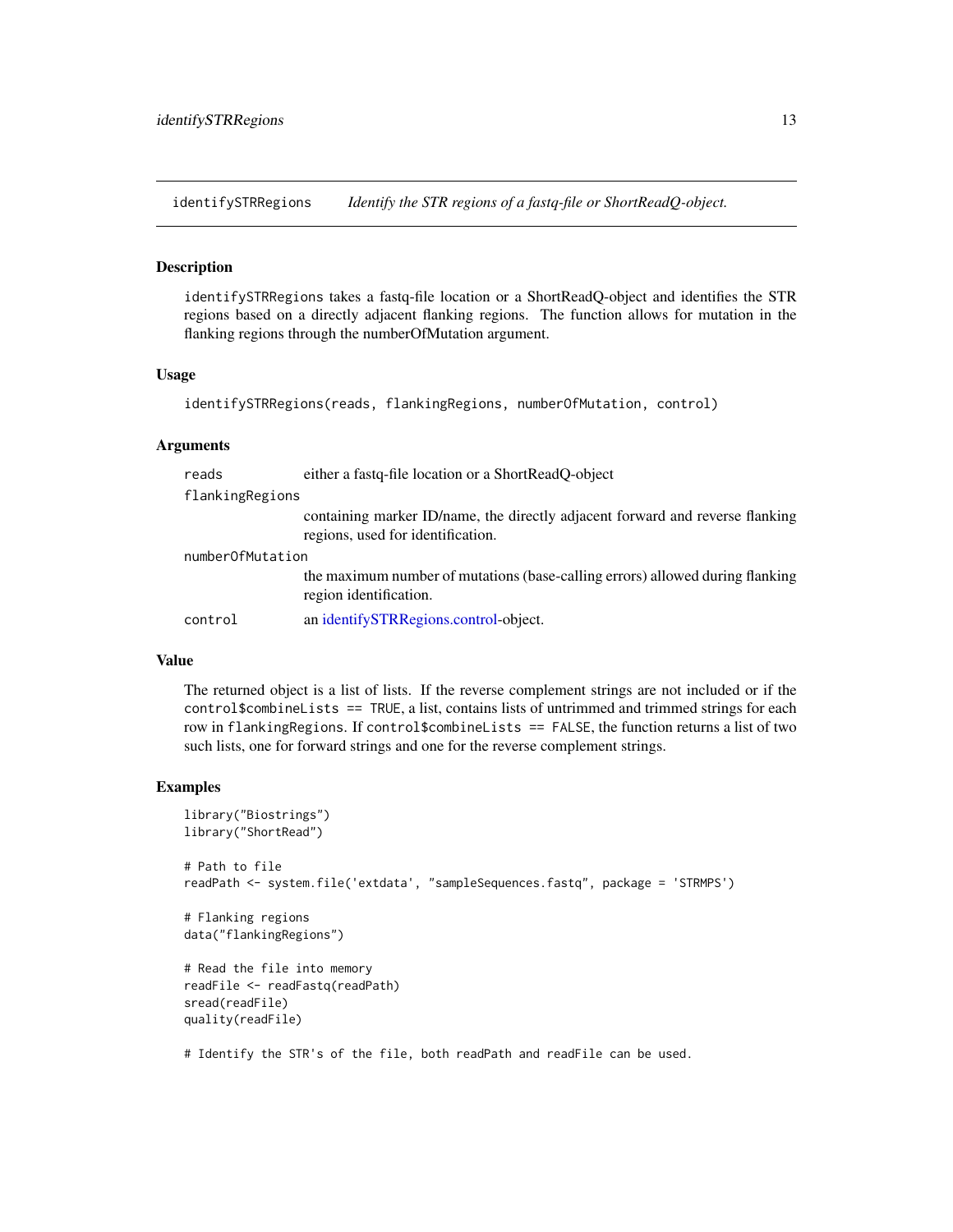## identifySTRRegions — *Identify the STR regions of a fastq-file or ShortReadQ-object.*

### Description

identifySTRRegions takes a fastq-file location or a ShortReadQ-object and identifies the STR regions based on a directly adjacent flanking regions. The function allows for mutation in the flanking regions through the numberOfMutation argument.

### Usage

```
identifySTRRegions(reads, flankingRegions, numberOfMutation, control)
```

### Arguments

| | |
|---|---|
| reads | either a fastq-file location or a ShortReadQ-object |
| flankingRegions | containing marker ID/name, the directly adjacent forward and reverse flanking regions, used for identification. |
| numberOfMutation | the maximum number of mutations (base-calling errors) allowed during flanking region identification. |
| control | an identifySTRRegions.control-object. |

### Value

The returned object is a list of lists. If the reverse complement strings are not included or if the `control$combineLists == TRUE`, a list, contains lists of untrimmed and trimmed strings for each row in `flankingRegions`. If `control$combineLists == FALSE`, the function returns a list of two such lists, one for forward strings and one for the reverse complement strings.

### Examples

```
library("Biostrings")
library("ShortRead")

# Path to file
readPath <- system.file('extdata', "sampleSequences.fastq", package = 'STRMPS')

# Flanking regions
data("flankingRegions")

# Read the file into memory
readFile <- readFastq(readPath)
sread(readFile)
quality(readFile)

# Identify the STR's of the file, both readPath and readFile can be used.
```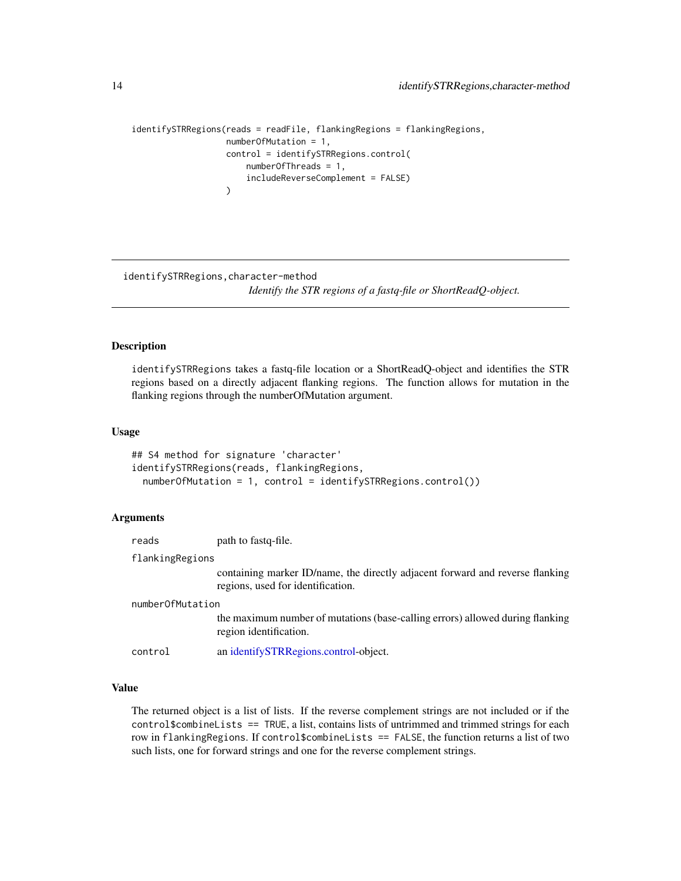```
identifySTRRegions(reads = readFile, flankingRegions = flankingRegions,
                   numberOfMutation = 1,
                   control = identifySTRRegions.control(
                       numberOfThreads = 1,
                       includeReverseComplement = FALSE)
                   )
```

---

## identifySTRRegions,character-method

*Identify the STR regions of a fastq-file or ShortReadQ-object.*

---

### Description

identifySTRRegions takes a fastq-file location or a ShortReadQ-object and identifies the STR regions based on a directly adjacent flanking regions. The function allows for mutation in the flanking regions through the numberOfMutation argument.

### Usage

```
## S4 method for signature 'character'
identifySTRRegions(reads, flankingRegions,
  numberOfMutation = 1, control = identifySTRRegions.control())
```

### Arguments

| | |
|---|---|
| reads | path to fastq-file. |
| flankingRegions | containing marker ID/name, the directly adjacent forward and reverse flanking regions, used for identification. |
| numberOfMutation | the maximum number of mutations (base-calling errors) allowed during flanking region identification. |
| control | an identifySTRRegions.control-object. |

### Value

The returned object is a list of lists. If the reverse complement strings are not included or if the control$combineLists == TRUE, a list, contains lists of untrimmed and trimmed strings for each row in flankingRegions. If control$combineLists == FALSE, the function returns a list of two such lists, one for forward strings and one for the reverse complement strings.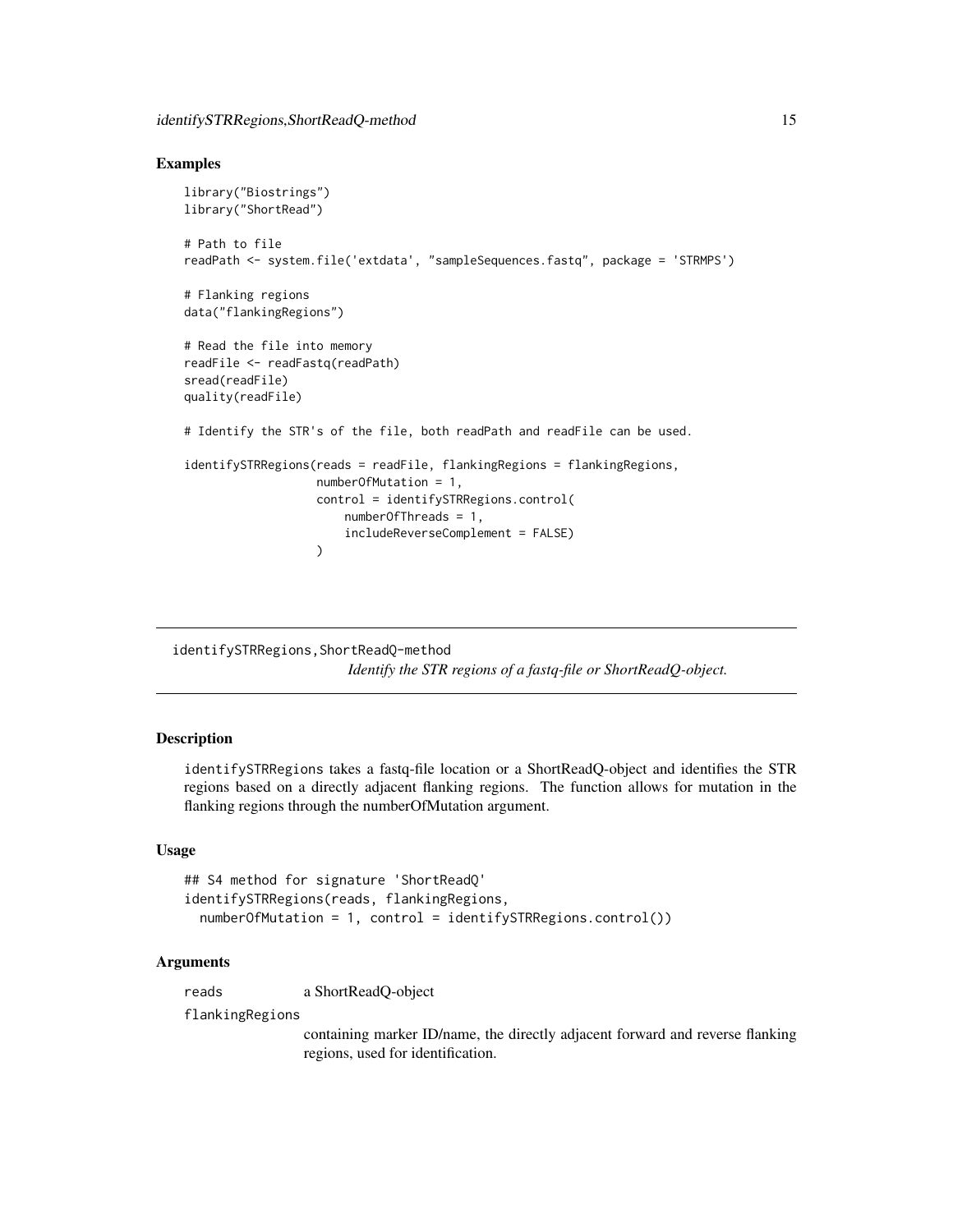## Examples

```
library("Biostrings")
library("ShortRead")

# Path to file
readPath <- system.file('extdata', "sampleSequences.fastq", package = 'STRMPS')

# Flanking regions
data("flankingRegions")

# Read the file into memory
readFile <- readFastq(readPath)
sread(readFile)
quality(readFile)

# Identify the STR's of the file, both readPath and readFile can be used.

identifySTRRegions(reads = readFile, flankingRegions = flankingRegions,
                   numberOfMutation = 1,
                   control = identifySTRRegions.control(
                       numberOfThreads = 1,
                       includeReverseComplement = FALSE)
                   )
```

---

# identifySTRRegions,ShortReadQ-method

*Identify the STR regions of a fastq-file or ShortReadQ-object.*

---

## Description

identifySTRRegions takes a fastq-file location or a ShortReadQ-object and identifies the STR regions based on a directly adjacent flanking regions. The function allows for mutation in the flanking regions through the numberOfMutation argument.

## Usage

```
## S4 method for signature 'ShortReadQ'
identifySTRRegions(reads, flankingRegions,
  numberOfMutation = 1, control = identifySTRRegions.control())
```

## Arguments

| | |
|---|---|
| reads | a ShortReadQ-object |
| flankingRegions | containing marker ID/name, the directly adjacent forward and reverse flanking regions, used for identification. |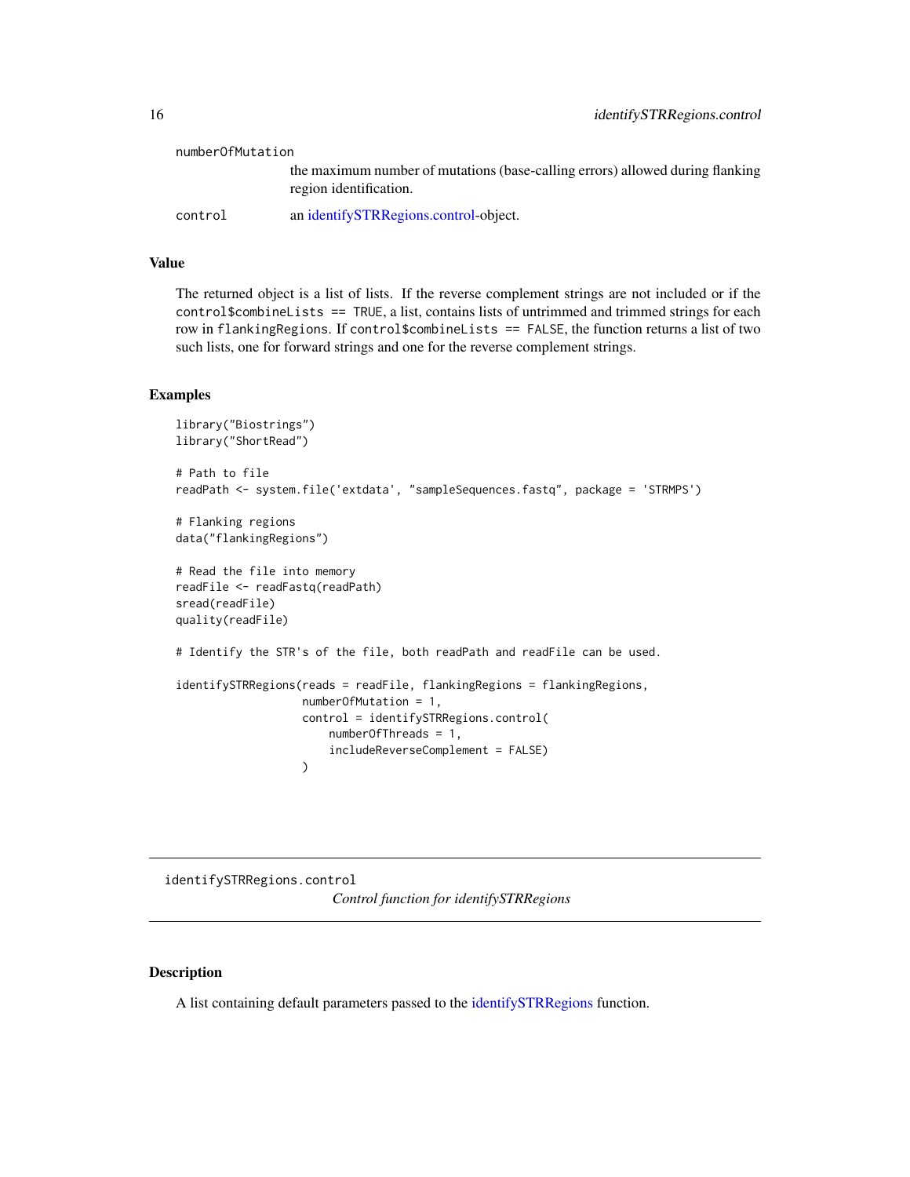numberOfMutation
: the maximum number of mutations (base-calling errors) allowed during flanking region identification.

control
: an identifySTRRegions.control-object.

### Value

The returned object is a list of lists. If the reverse complement strings are not included or if the `control$combineLists == TRUE`, a list, contains lists of untrimmed and trimmed strings for each row in `flankingRegions`. If `control$combineLists == FALSE`, the function returns a list of two such lists, one for forward strings and one for the reverse complement strings.

### Examples

```
library("Biostrings")
library("ShortRead")

# Path to file
readPath <- system.file('extdata', "sampleSequences.fastq", package = 'STRMPS')

# Flanking regions
data("flankingRegions")

# Read the file into memory
readFile <- readFastq(readPath)
sread(readFile)
quality(readFile)

# Identify the STR's of the file, both readPath and readFile can be used.

identifySTRRegions(reads = readFile, flankingRegions = flankingRegions,
                   numberOfMutation = 1,
                   control = identifySTRRegions.control(
                       numberOfThreads = 1,
                       includeReverseComplement = FALSE)
                   )
```

---

## identifySTRRegions.control

*Control function for identifySTRRegions*

### Description

A list containing default parameters passed to the identifySTRRegions function.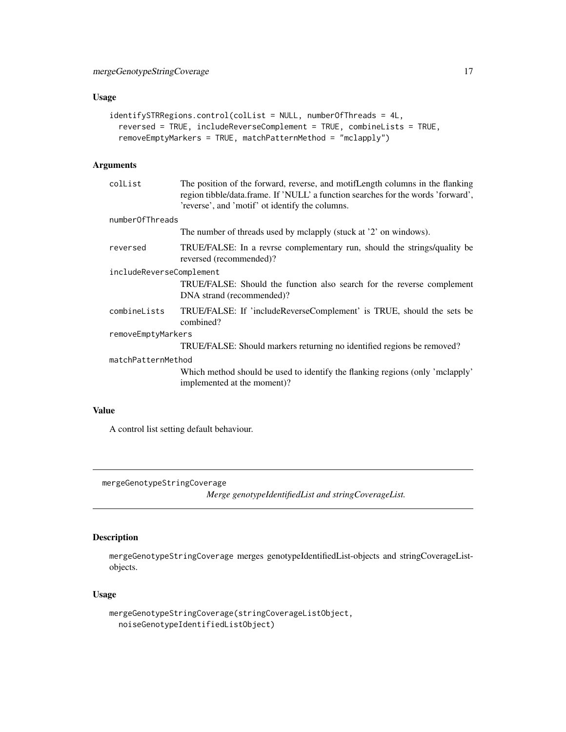## Usage

```
identifySTRRegions.control(colList = NULL, numberOfThreads = 4L,
  reversed = TRUE, includeReverseComplement = TRUE, combineLists = TRUE,
  removeEmptyMarkers = TRUE, matchPatternMethod = "mclapply")
```

## Arguments

| | |
|---|---|
| colList | The position of the forward, reverse, and motifLength columns in the flanking region tibble/data.frame. If 'NULL' a function searches for the words 'forward', 'reverse', and 'motif' ot identify the columns. |
| numberOfThreads | The number of threads used by mclapply (stuck at '2' on windows). |
| reversed | TRUE/FALSE: In a revrse complementary run, should the strings/quality be reversed (recommended)? |
| includeReverseComplement | TRUE/FALSE: Should the function also search for the reverse complement DNA strand (recommended)? |
| combineLists | TRUE/FALSE: If 'includeReverseComplement' is TRUE, should the sets be combined? |
| removeEmptyMarkers | TRUE/FALSE: Should markers returning no identified regions be removed? |
| matchPatternMethod | Which method should be used to identify the flanking regions (only 'mclapply' implemented at the moment)? |

## Value

A control list setting default behaviour.

---

# mergeGenotypeStringCoverage

*Merge genotypeIdentifiedList and stringCoverageList.*

## Description

mergeGenotypeStringCoverage merges genotypeIdentifiedList-objects and stringCoverageList-objects.

## Usage

```
mergeGenotypeStringCoverage(stringCoverageListObject,
  noiseGenotypeIdentifiedListObject)
```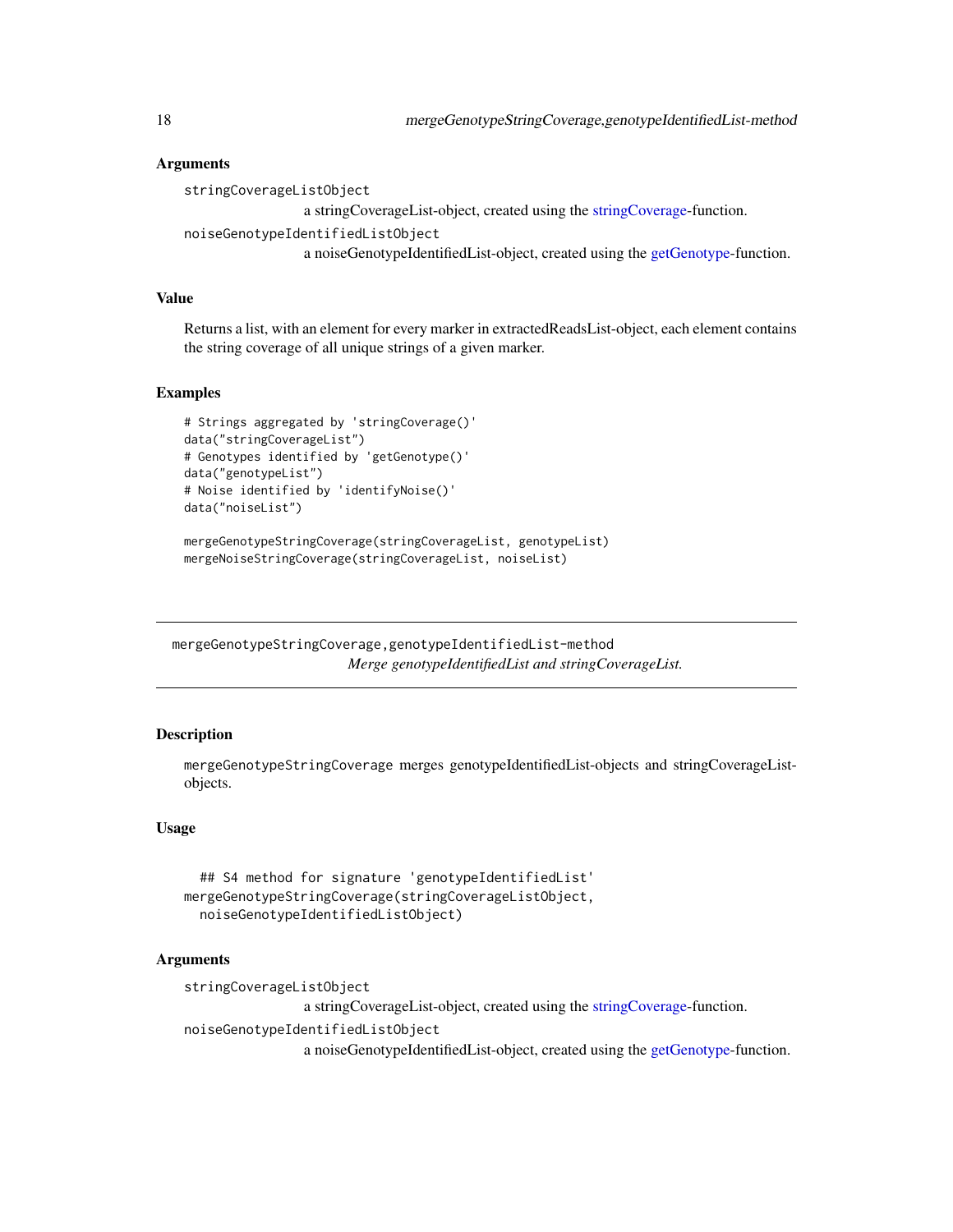### Arguments

`stringCoverageListObject`
: a stringCoverageList-object, created using the stringCoverage-function.

`noiseGenotypeIdentifiedListObject`
: a noiseGenotypeIdentifiedList-object, created using the getGenotype-function.

### Value

Returns a list, with an element for every marker in extractedReadsList-object, each element contains the string coverage of all unique strings of a given marker.

### Examples

```
# Strings aggregated by 'stringCoverage()'
data("stringCoverageList")
# Genotypes identified by 'getGenotype()'
data("genotypeList")
# Noise identified by 'identifyNoise()'
data("noiseList")

mergeGenotypeStringCoverage(stringCoverageList, genotypeList)
mergeNoiseStringCoverage(stringCoverageList, noiseList)
```

---

## mergeGenotypeStringCoverage,genotypeIdentifiedList-method

*Merge genotypeIdentifiedList and stringCoverageList.*

---

### Description

`mergeGenotypeStringCoverage` merges genotypeIdentifiedList-objects and stringCoverageList-objects.

### Usage

```
## S4 method for signature 'genotypeIdentifiedList'
mergeGenotypeStringCoverage(stringCoverageListObject,
  noiseGenotypeIdentifiedListObject)
```

### Arguments

`stringCoverageListObject`
: a stringCoverageList-object, created using the stringCoverage-function.

`noiseGenotypeIdentifiedListObject`
: a noiseGenotypeIdentifiedList-object, created using the getGenotype-function.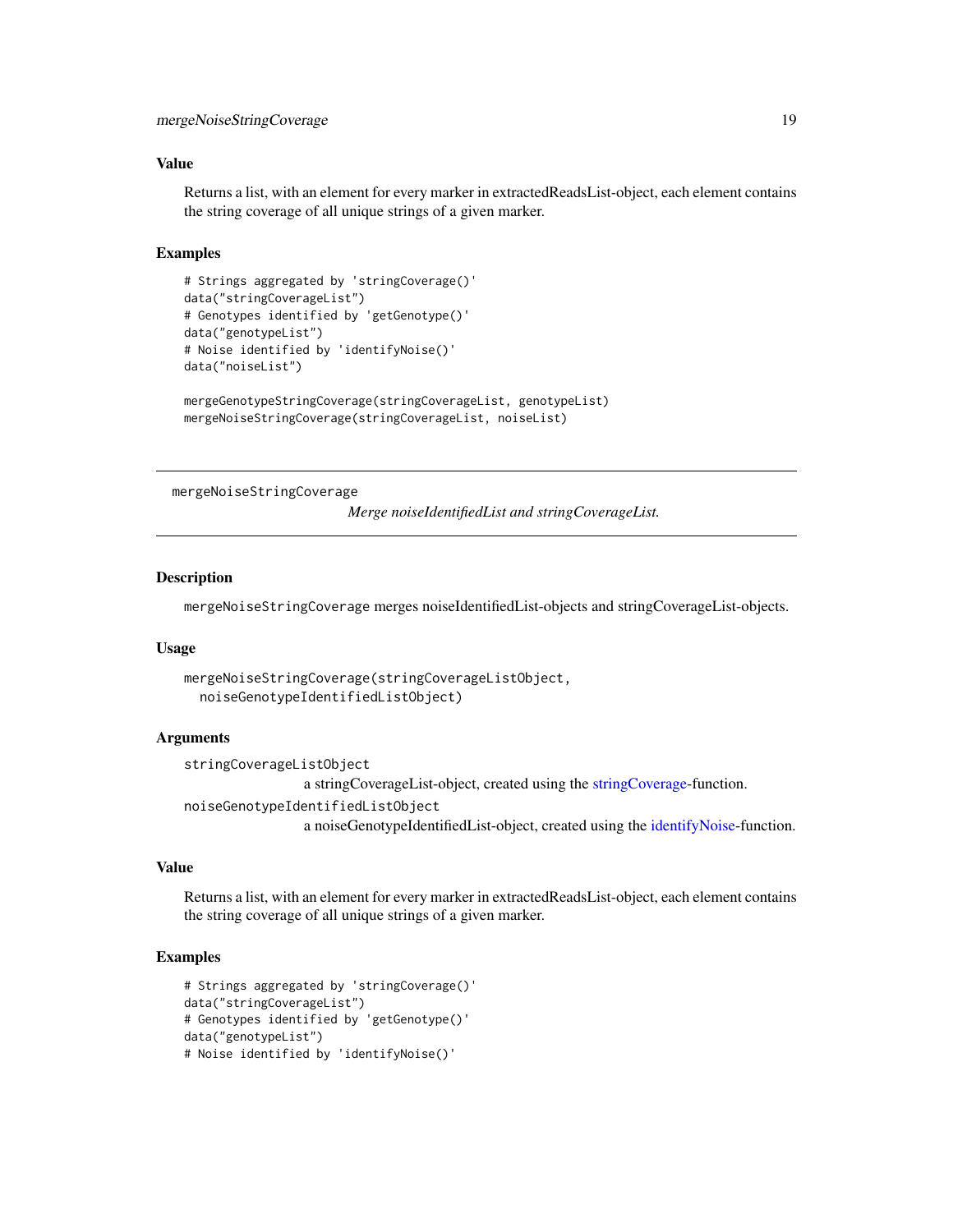### Value

Returns a list, with an element for every marker in extractedReadsList-object, each element contains the string coverage of all unique strings of a given marker.

### Examples

```
# Strings aggregated by 'stringCoverage()'
data("stringCoverageList")
# Genotypes identified by 'getGenotype()'
data("genotypeList")
# Noise identified by 'identifyNoise()'
data("noiseList")

mergeGenotypeStringCoverage(stringCoverageList, genotypeList)
mergeNoiseStringCoverage(stringCoverageList, noiseList)
```

---

## mergeNoiseStringCoverage

*Merge noiseIdentifiedList and stringCoverageList.*

---

### Description

`mergeNoiseStringCoverage` merges noiseIdentifiedList-objects and stringCoverageList-objects.

### Usage

```
mergeNoiseStringCoverage(stringCoverageListObject,
  noiseGenotypeIdentifiedListObject)
```

### Arguments

`stringCoverageListObject`
: a stringCoverageList-object, created using the stringCoverage-function.

`noiseGenotypeIdentifiedListObject`
: a noiseGenotypeIdentifiedList-object, created using the identifyNoise-function.

### Value

Returns a list, with an element for every marker in extractedReadsList-object, each element contains the string coverage of all unique strings of a given marker.

### Examples

```
# Strings aggregated by 'stringCoverage()'
data("stringCoverageList")
# Genotypes identified by 'getGenotype()'
data("genotypeList")
# Noise identified by 'identifyNoise()'
```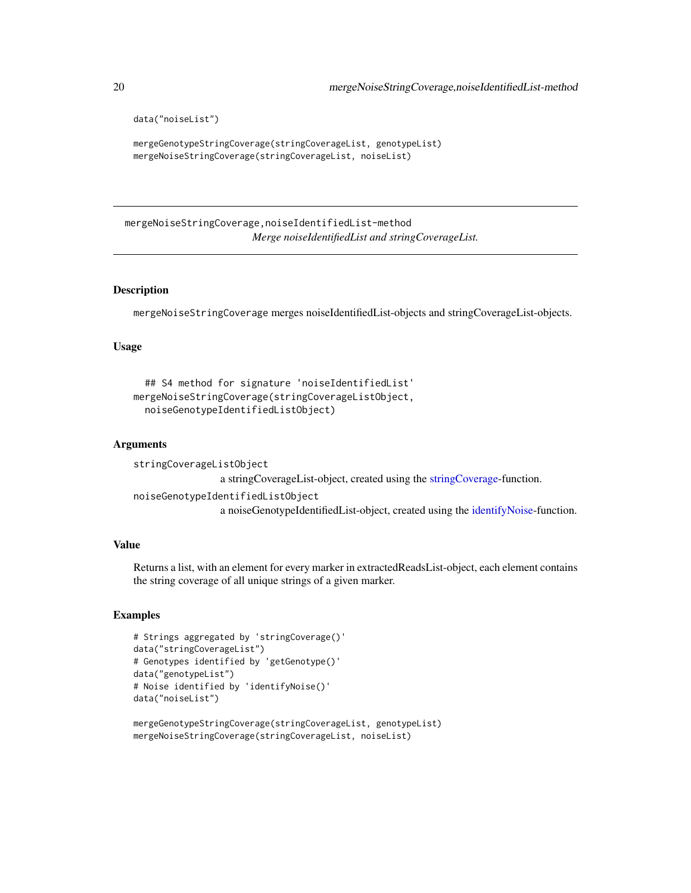```
data("noiseList")

mergeGenotypeStringCoverage(stringCoverageList, genotypeList)
mergeNoiseStringCoverage(stringCoverageList, noiseList)
```

---

## mergeNoiseStringCoverage,noiseIdentifiedList-method

*Merge noiseIdentifiedList and stringCoverageList.*

---

### Description

`mergeNoiseStringCoverage` merges noiseIdentifiedList-objects and stringCoverageList-objects.

### Usage

```
## S4 method for signature 'noiseIdentifiedList'
mergeNoiseStringCoverage(stringCoverageListObject,
  noiseGenotypeIdentifiedListObject)
```

### Arguments

`stringCoverageListObject`
: a stringCoverageList-object, created using the stringCoverage-function.

`noiseGenotypeIdentifiedListObject`
: a noiseGenotypeIdentifiedList-object, created using the identifyNoise-function.

### Value

Returns a list, with an element for every marker in extractedReadsList-object, each element contains the string coverage of all unique strings of a given marker.

### Examples

```
# Strings aggregated by 'stringCoverage()'
data("stringCoverageList")
# Genotypes identified by 'getGenotype()'
data("genotypeList")
# Noise identified by 'identifyNoise()'
data("noiseList")

mergeGenotypeStringCoverage(stringCoverageList, genotypeList)
mergeNoiseStringCoverage(stringCoverageList, noiseList)
```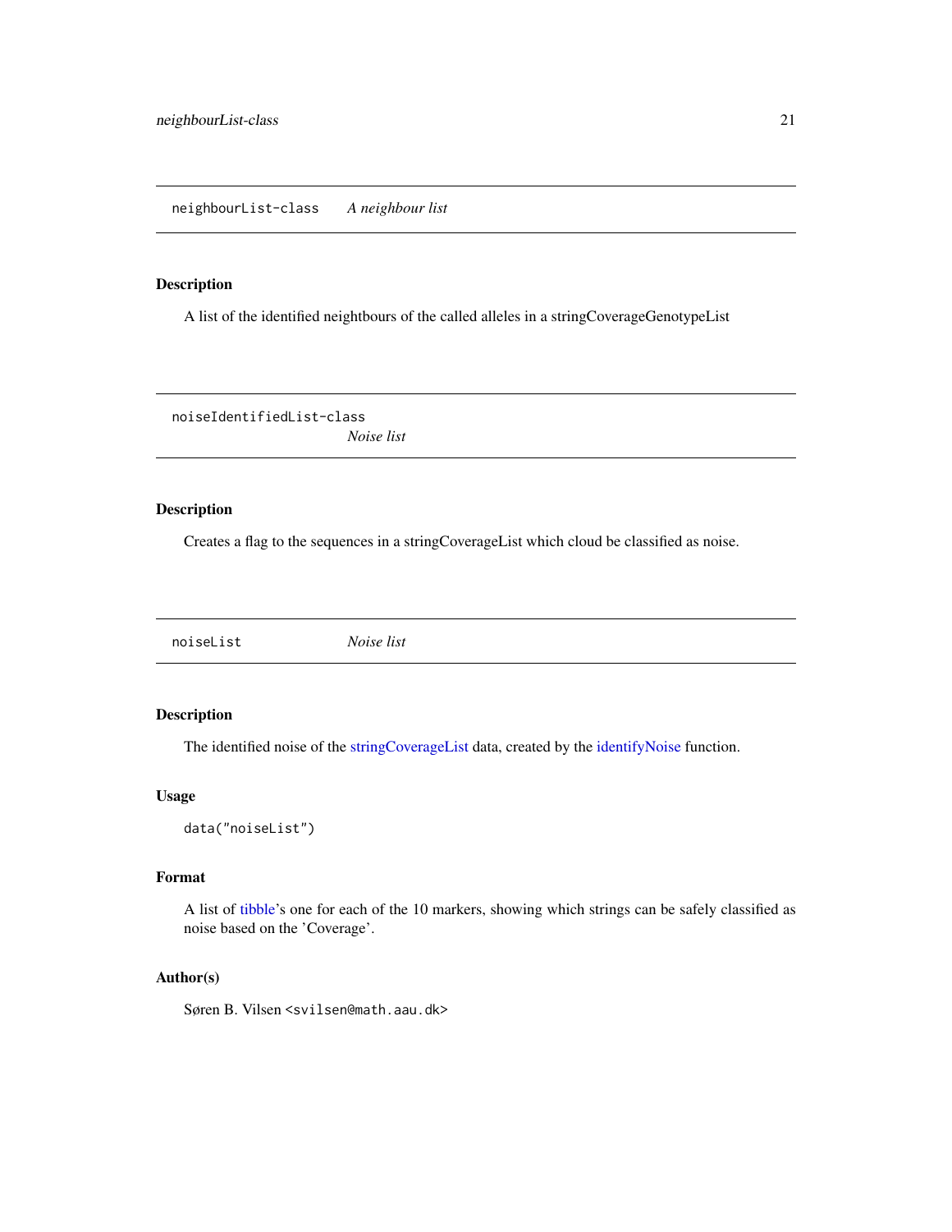## neighbourList-class *A neighbour list*

### Description

A list of the identified neightbours of the called alleles in a stringCoverageGenotypeList

## noiseIdentifiedList-class *Noise list*

### Description

Creates a flag to the sequences in a stringCoverageList which cloud be classified as noise.

## noiseList *Noise list*

### Description

The identified noise of the stringCoverageList data, created by the identifyNoise function.

### Usage

```
data("noiseList")
```

### Format

A list of tibble's one for each of the 10 markers, showing which strings can be safely classified as noise based on the 'Coverage'.

### Author(s)

Søren B. Vilsen <svilsen@math.aau.dk>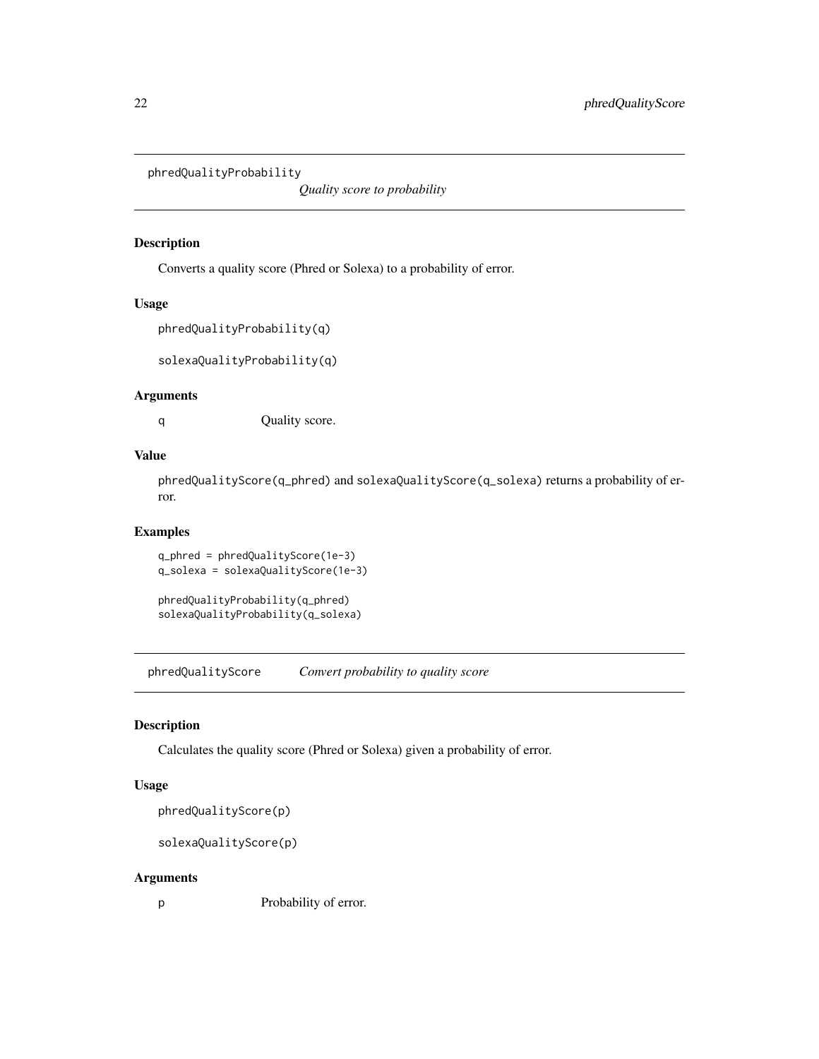## phredQualityProbability *Quality score to probability*

### Description

Converts a quality score (Phred or Solexa) to a probability of error.

### Usage

```
phredQualityProbability(q)

solexaQualityProbability(q)
```

### Arguments

| | |
|---|---|
| q | Quality score. |

### Value

`phredQualityScore(q_phred)` and `solexaQualityScore(q_solexa)` returns a probability of error.

### Examples

```
q_phred = phredQualityScore(1e-3)
q_solexa = solexaQualityScore(1e-3)

phredQualityProbability(q_phred)
solexaQualityProbability(q_solexa)
```

## phredQualityScore *Convert probability to quality score*

### Description

Calculates the quality score (Phred or Solexa) given a probability of error.

### Usage

```
phredQualityScore(p)

solexaQualityScore(p)
```

### Arguments

| | |
|---|---|
| p | Probability of error. |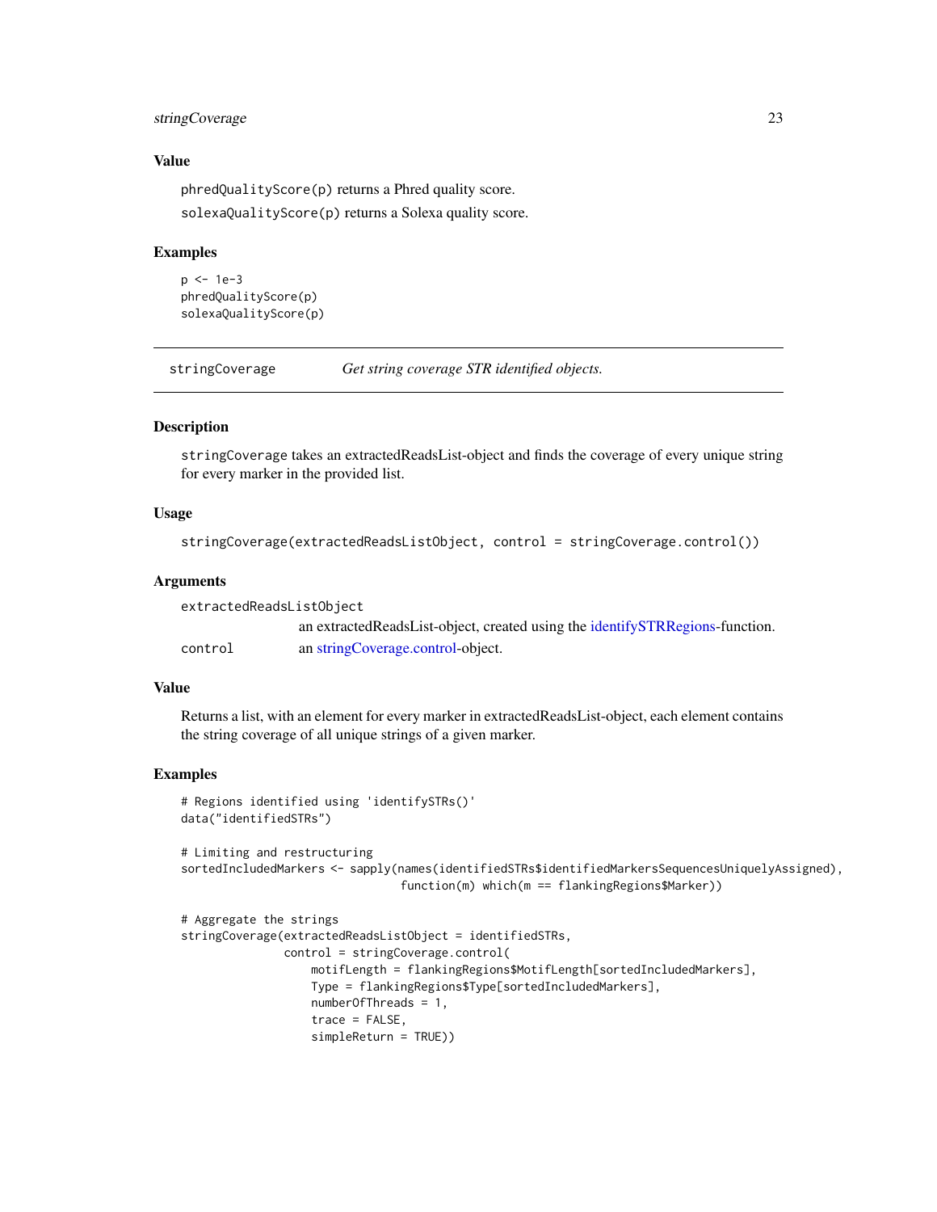### Value

`phredQualityScore(p)` returns a Phred quality score.

`solexaQualityScore(p)` returns a Solexa quality score.

### Examples

```
p <- 1e-3
phredQualityScore(p)
solexaQualityScore(p)
```

---

## stringCoverage *Get string coverage STR identified objects.*

---

### Description

stringCoverage takes an extractedReadsList-object and finds the coverage of every unique string for every marker in the provided list.

### Usage

```
stringCoverage(extractedReadsListObject, control = stringCoverage.control())
```

### Arguments

| | |
|---|---|
| `extractedReadsListObject` | an extractedReadsList-object, created using the identifySTRRegions-function. |
| `control` | an stringCoverage.control-object. |

### Value

Returns a list, with an element for every marker in extractedReadsList-object, each element contains the string coverage of all unique strings of a given marker.

### Examples

```
# Regions identified using 'identifySTRs()'
data("identifiedSTRs")

# Limiting and restructuring
sortedIncludedMarkers <- sapply(names(identifiedSTRs$identifiedMarkersSequencesUniquelyAssigned),
                                function(m) which(m == flankingRegions$Marker))

# Aggregate the strings
stringCoverage(extractedReadsListObject = identifiedSTRs,
               control = stringCoverage.control(
                   motifLength = flankingRegions$MotifLength[sortedIncludedMarkers],
                   Type = flankingRegions$Type[sortedIncludedMarkers],
                   numberOfThreads = 1,
                   trace = FALSE,
                   simpleReturn = TRUE))
```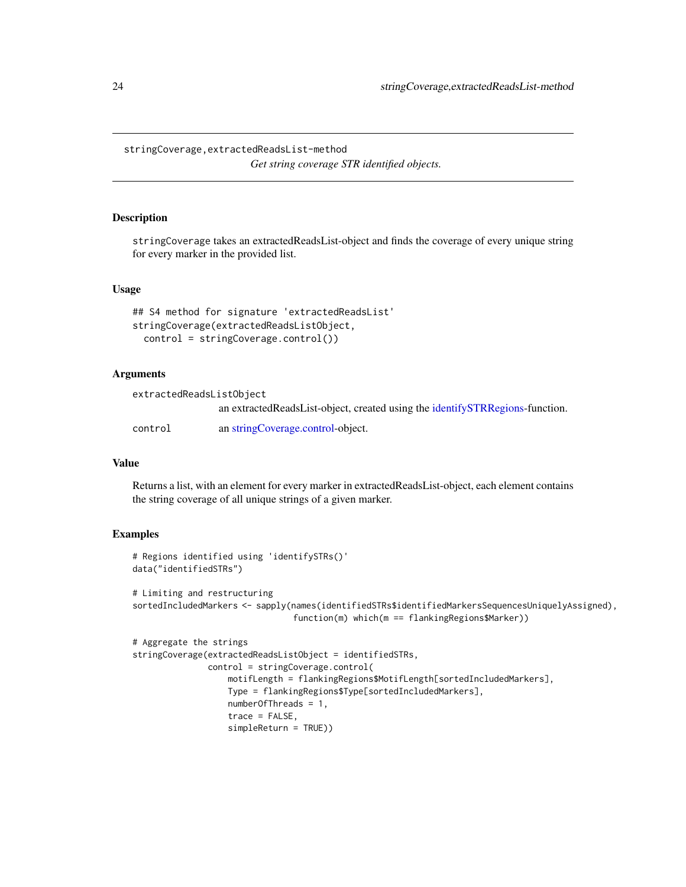# stringCoverage,extractedReadsList-method

*Get string coverage STR identified objects.*

## Description

stringCoverage takes an extractedReadsList-object and finds the coverage of every unique string for every marker in the provided list.

## Usage

```
## S4 method for signature 'extractedReadsList'
stringCoverage(extractedReadsListObject,
  control = stringCoverage.control())
```

## Arguments

| | |
|---|---|
| extractedReadsListObject | an extractedReadsList-object, created using the identifySTRRegions-function. |
| control | an stringCoverage.control-object. |

## Value

Returns a list, with an element for every marker in extractedReadsList-object, each element contains the string coverage of all unique strings of a given marker.

## Examples

```
# Regions identified using 'identifySTRs()'
data("identifiedSTRs")

# Limiting and restructuring
sortedIncludedMarkers <- sapply(names(identifiedSTRs$identifiedMarkersSequencesUniquelyAssigned),
                                function(m) which(m == flankingRegions$Marker))

# Aggregate the strings
stringCoverage(extractedReadsListObject = identifiedSTRs,
               control = stringCoverage.control(
                   motifLength = flankingRegions$MotifLength[sortedIncludedMarkers],
                   Type = flankingRegions$Type[sortedIncludedMarkers],
                   numberOfThreads = 1,
                   trace = FALSE,
                   simpleReturn = TRUE))
```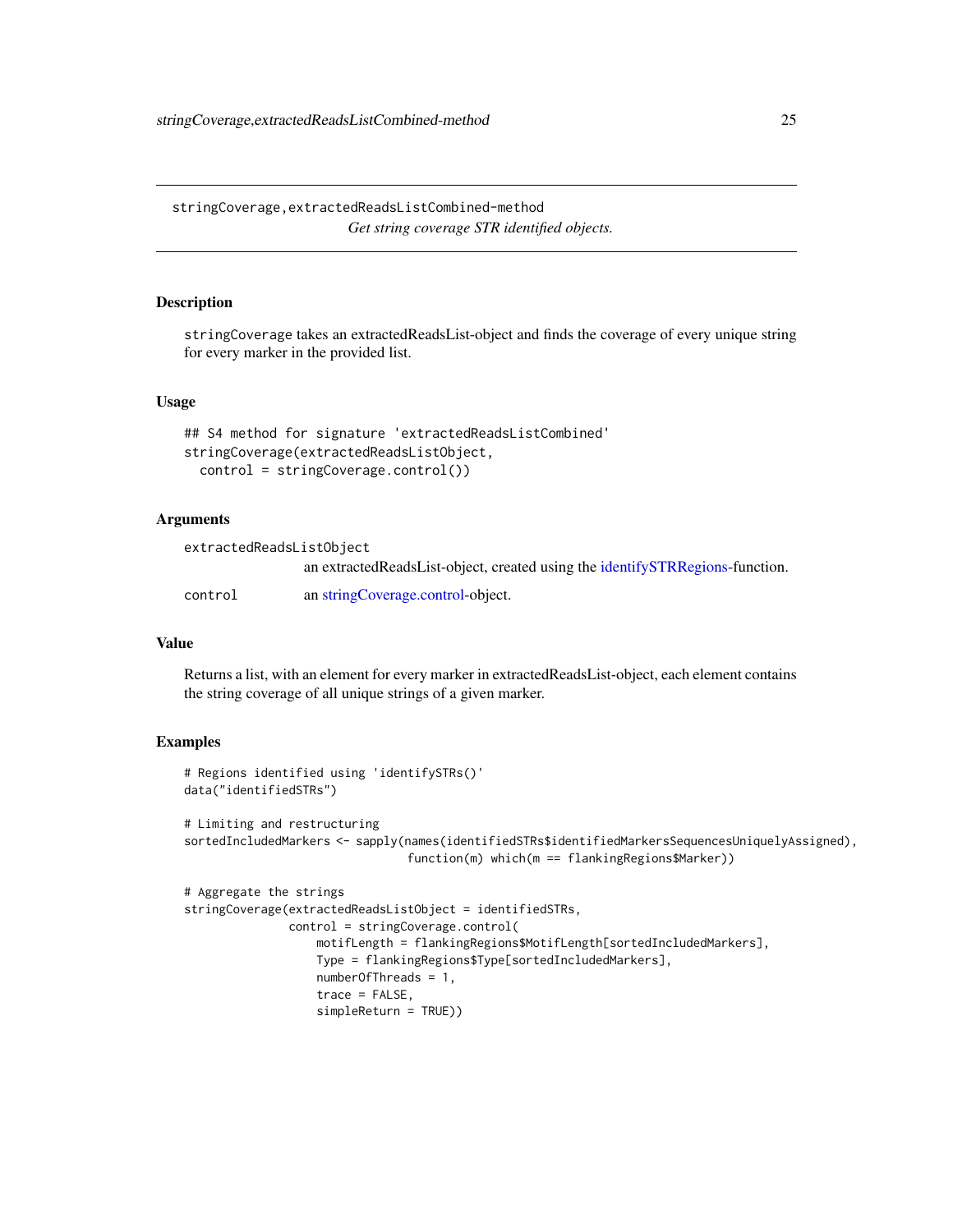## stringCoverage,extractedReadsListCombined-method

*Get string coverage STR identified objects.*

### Description

stringCoverage takes an extractedReadsList-object and finds the coverage of every unique string for every marker in the provided list.

### Usage

```
## S4 method for signature 'extractedReadsListCombined'
stringCoverage(extractedReadsListObject,
  control = stringCoverage.control())
```

### Arguments

| | |
|---|---|
| extractedReadsListObject | an extractedReadsList-object, created using the identifySTRRegions-function. |
| control | an stringCoverage.control-object. |

### Value

Returns a list, with an element for every marker in extractedReadsList-object, each element contains the string coverage of all unique strings of a given marker.

### Examples

```
# Regions identified using 'identifySTRs()'
data("identifiedSTRs")

# Limiting and restructuring
sortedIncludedMarkers <- sapply(names(identifiedSTRs$identifiedMarkersSequencesUniquelyAssigned),
                                function(m) which(m == flankingRegions$Marker))

# Aggregate the strings
stringCoverage(extractedReadsListObject = identifiedSTRs,
               control = stringCoverage.control(
                   motifLength = flankingRegions$MotifLength[sortedIncludedMarkers],
                   Type = flankingRegions$Type[sortedIncludedMarkers],
                   numberOfThreads = 1,
                   trace = FALSE,
                   simpleReturn = TRUE))
```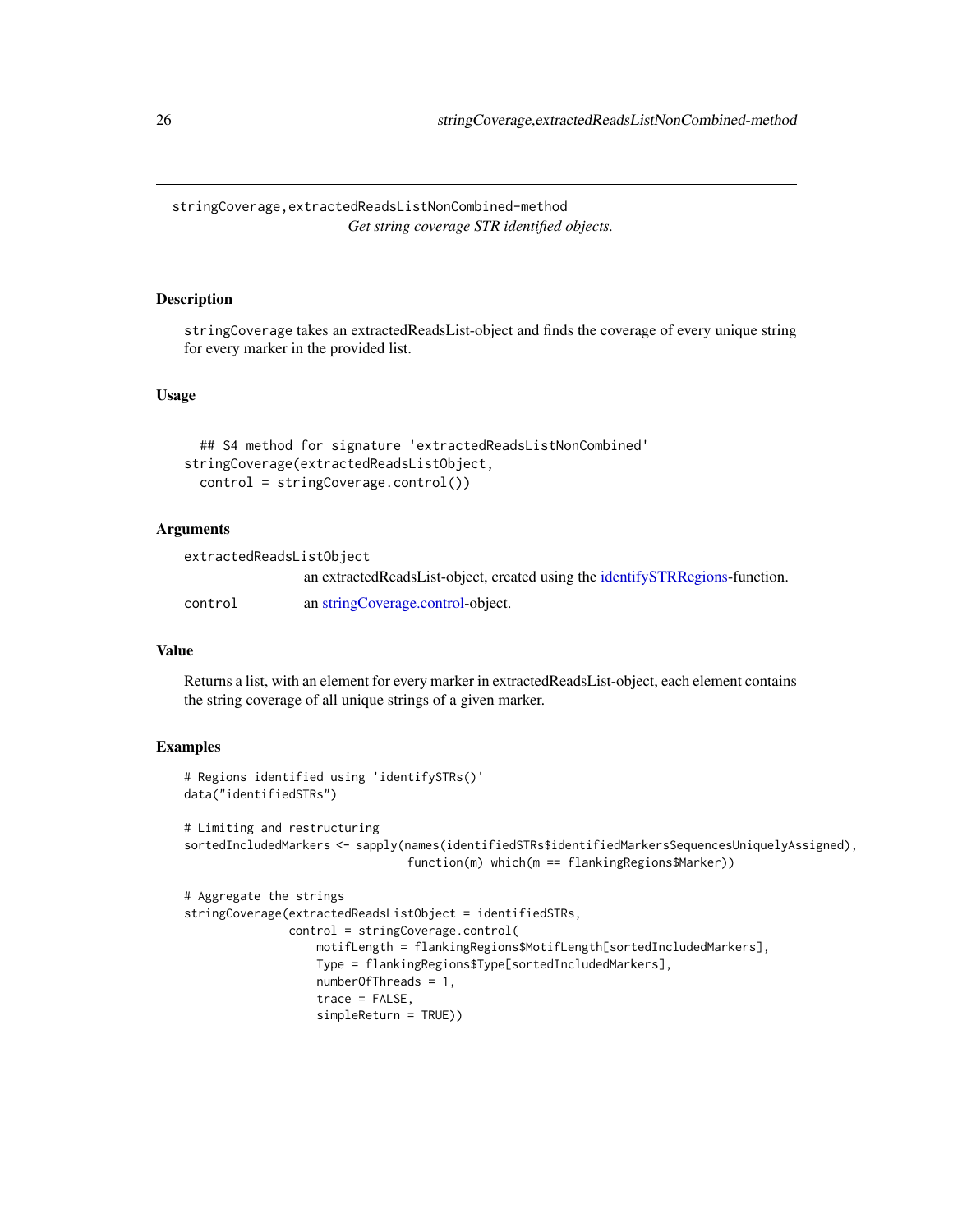`stringCoverage,extractedReadsListNonCombined-method`
*Get string coverage STR identified objects.*

## Description

`stringCoverage` takes an extractedReadsList-object and finds the coverage of every unique string for every marker in the provided list.

## Usage

```
## S4 method for signature 'extractedReadsListNonCombined'
stringCoverage(extractedReadsListObject,
  control = stringCoverage.control())
```

## Arguments

| | |
|---|---|
| `extractedReadsListObject` | an extractedReadsList-object, created using the identifySTRRegions-function. |
| `control` | an stringCoverage.control-object. |

## Value

Returns a list, with an element for every marker in extractedReadsList-object, each element contains the string coverage of all unique strings of a given marker.

## Examples

```
# Regions identified using 'identifySTRs()'
data("identifiedSTRs")

# Limiting and restructuring
sortedIncludedMarkers <- sapply(names(identifiedSTRs$identifiedMarkersSequencesUniquelyAssigned),
                                function(m) which(m == flankingRegions$Marker))

# Aggregate the strings
stringCoverage(extractedReadsListObject = identifiedSTRs,
               control = stringCoverage.control(
                   motifLength = flankingRegions$MotifLength[sortedIncludedMarkers],
                   Type = flankingRegions$Type[sortedIncludedMarkers],
                   numberOfThreads = 1,
                   trace = FALSE,
                   simpleReturn = TRUE))
```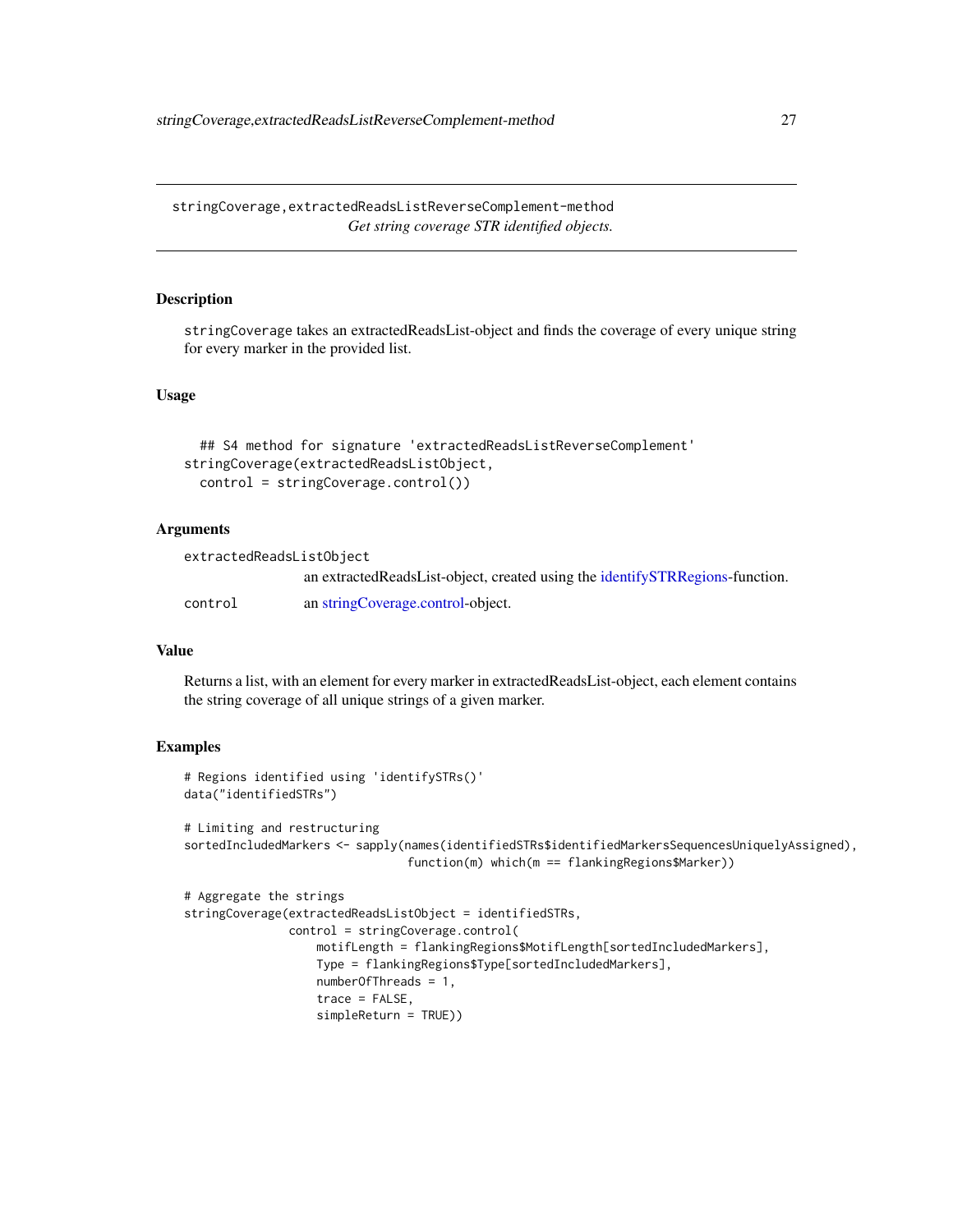## stringCoverage,extractedReadsListReverseComplement-method

*Get string coverage STR identified objects.*

### Description

stringCoverage takes an extractedReadsList-object and finds the coverage of every unique string for every marker in the provided list.

### Usage

```
## S4 method for signature 'extractedReadsListReverseComplement'
stringCoverage(extractedReadsListObject,
  control = stringCoverage.control())
```

### Arguments

| | |
|---|---|
| `extractedReadsListObject` | an extractedReadsList-object, created using the identifySTRRegions-function. |
| `control` | an stringCoverage.control-object. |

### Value

Returns a list, with an element for every marker in extractedReadsList-object, each element contains the string coverage of all unique strings of a given marker.

### Examples

```
# Regions identified using 'identifySTRs()'
data("identifiedSTRs")

# Limiting and restructuring
sortedIncludedMarkers <- sapply(names(identifiedSTRs$identifiedMarkersSequencesUniquelyAssigned),
                                function(m) which(m == flankingRegions$Marker))

# Aggregate the strings
stringCoverage(extractedReadsListObject = identifiedSTRs,
               control = stringCoverage.control(
                   motifLength = flankingRegions$MotifLength[sortedIncludedMarkers],
                   Type = flankingRegions$Type[sortedIncludedMarkers],
                   numberOfThreads = 1,
                   trace = FALSE,
                   simpleReturn = TRUE))
```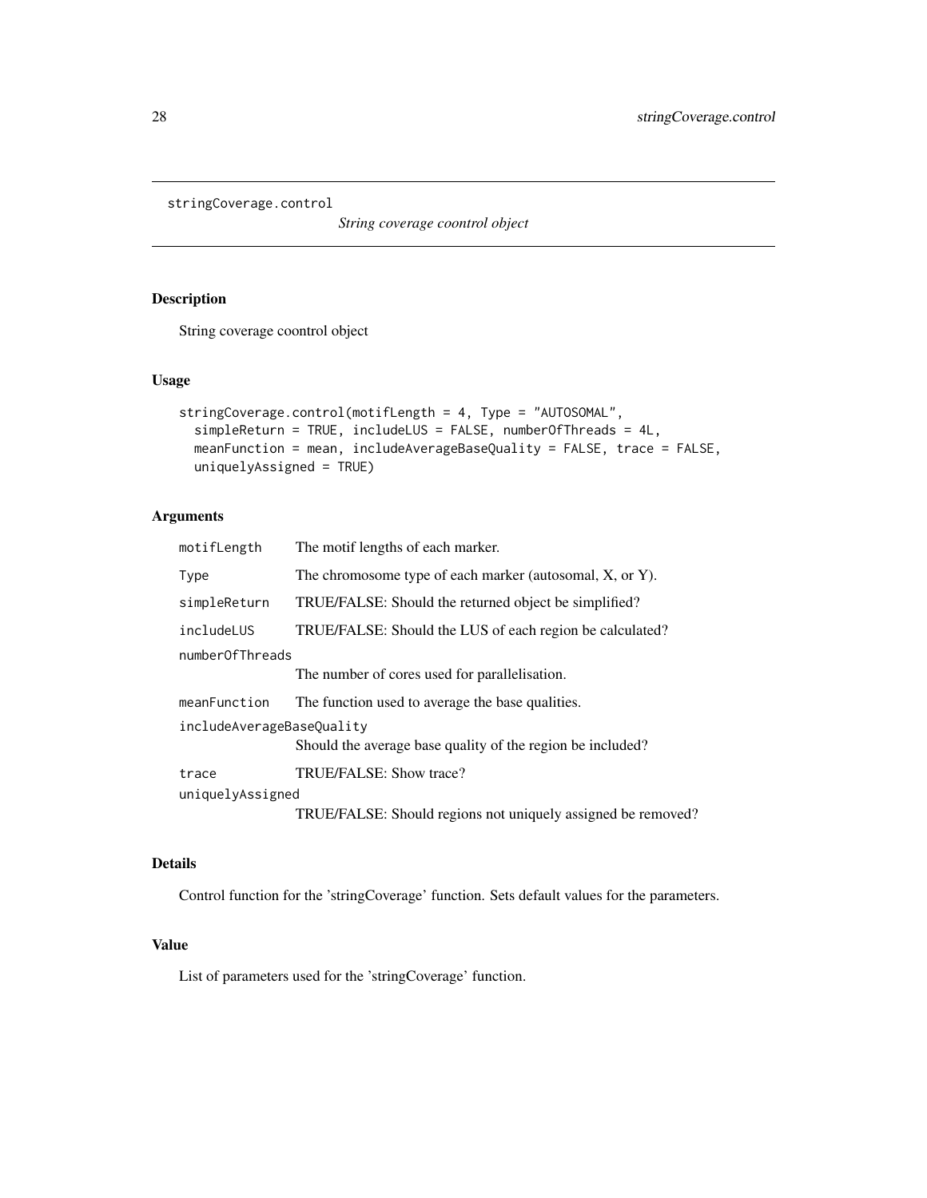# stringCoverage.control

*String coverage coontrol object*

## Description

String coverage coontrol object

## Usage

```
stringCoverage.control(motifLength = 4, Type = "AUTOSOMAL",
  simpleReturn = TRUE, includeLUS = FALSE, numberOfThreads = 4L,
  meanFunction = mean, includeAverageBaseQuality = FALSE, trace = FALSE,
  uniquelyAssigned = TRUE)
```

## Arguments

| Argument | Description |
|---|---|
| `motifLength` | The motif lengths of each marker. |
| `Type` | The chromosome type of each marker (autosomal, X, or Y). |
| `simpleReturn` | TRUE/FALSE: Should the returned object be simplified? |
| `includeLUS` | TRUE/FALSE: Should the LUS of each region be calculated? |
| `numberOfThreads` | The number of cores used for parallelisation. |
| `meanFunction` | The function used to average the base qualities. |
| `includeAverageBaseQuality` | Should the average base quality of the region be included? |
| `trace` | TRUE/FALSE: Show trace? |
| `uniquelyAssigned` | TRUE/FALSE: Should regions not uniquely assigned be removed? |

## Details

Control function for the 'stringCoverage' function. Sets default values for the parameters.

## Value

List of parameters used for the 'stringCoverage' function.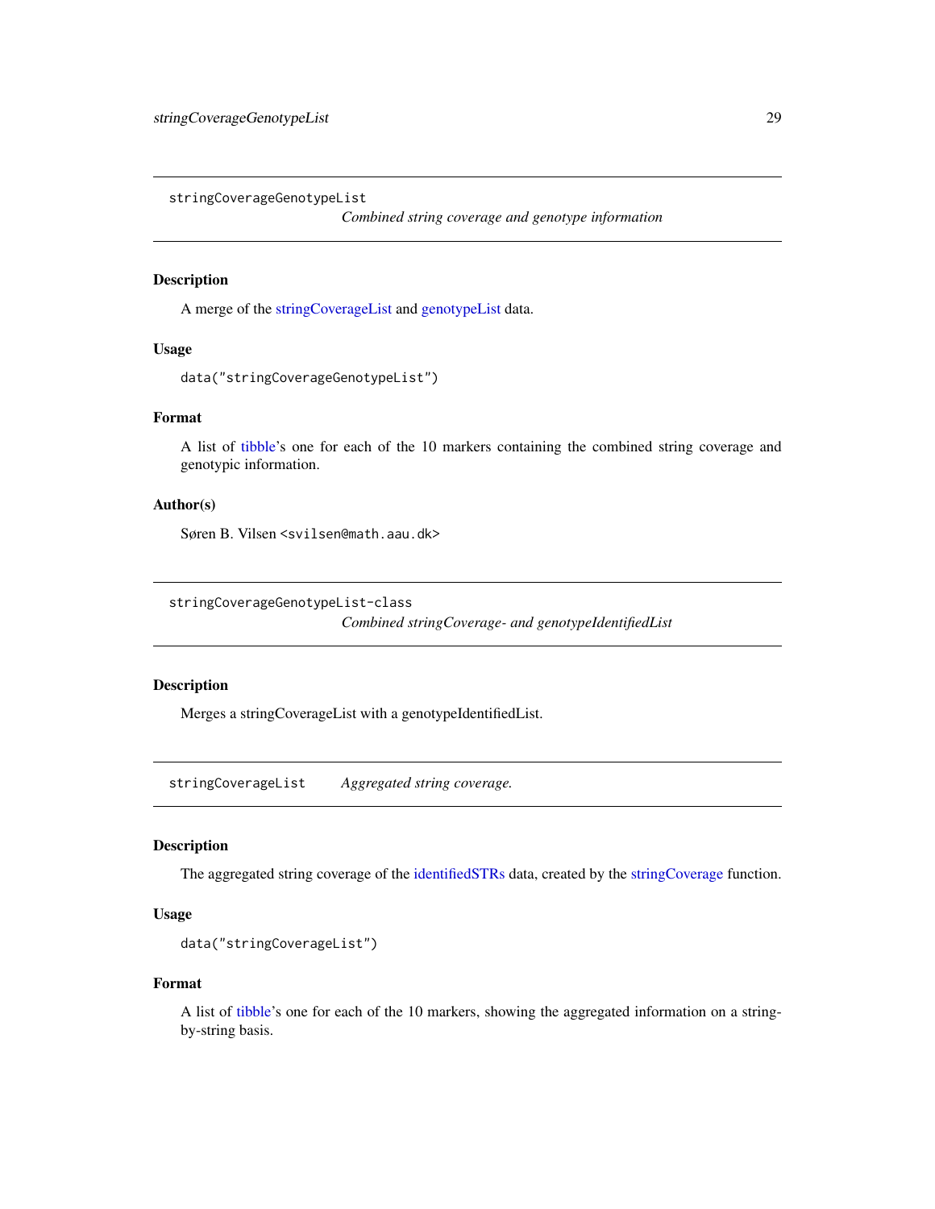## stringCoverageGenotypeList *Combined string coverage and genotype information*

### Description

A merge of the stringCoverageList and genotypeList data.

### Usage

```
data("stringCoverageGenotypeList")
```

### Format

A list of tibble's one for each of the 10 markers containing the combined string coverage and genotypic information.

### Author(s)

Søren B. Vilsen <svilsen@math.aau.dk>

## stringCoverageGenotypeList-class *Combined stringCoverage- and genotypeIdentifiedList*

### Description

Merges a stringCoverageList with a genotypeIdentifiedList.

## stringCoverageList *Aggregated string coverage.*

### Description

The aggregated string coverage of the identifiedSTRs data, created by the stringCoverage function.

### Usage

```
data("stringCoverageList")
```

### Format

A list of tibble's one for each of the 10 markers, showing the aggregated information on a string-by-string basis.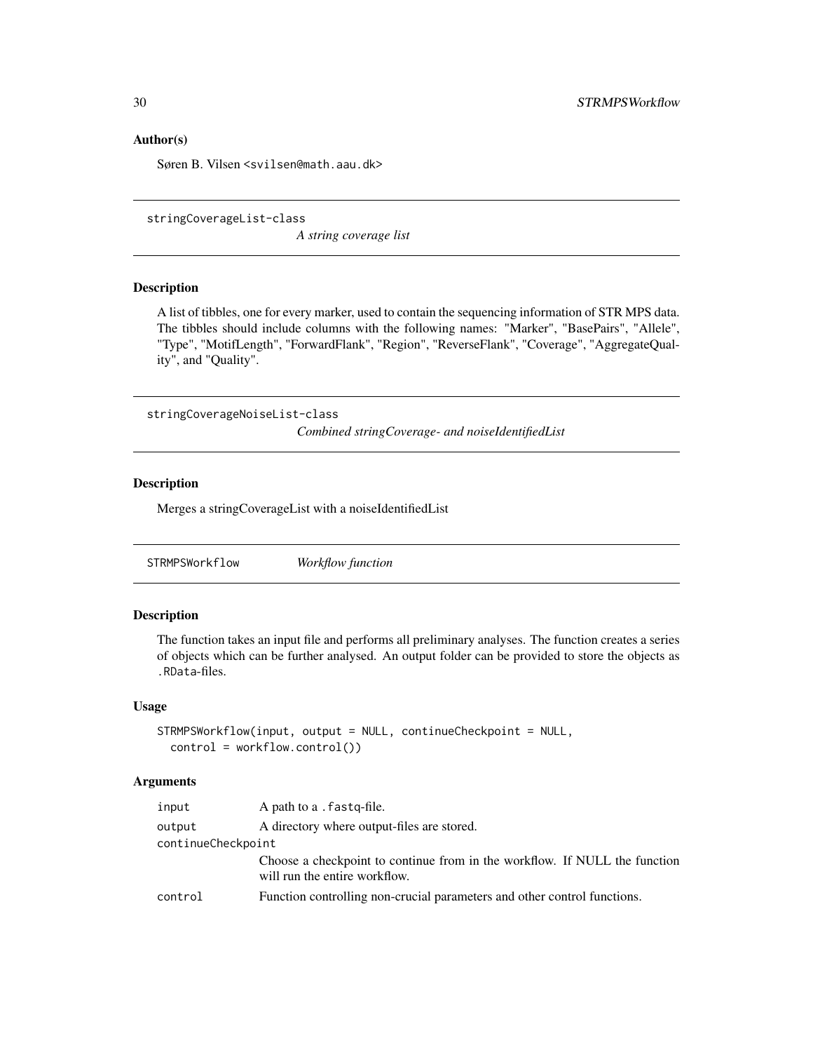### Author(s)

Søren B. Vilsen <svilsen@math.aau.dk>

---

## stringCoverageList-class

*A string coverage list*

### Description

A list of tibbles, one for every marker, used to contain the sequencing information of STR MPS data. The tibbles should include columns with the following names: "Marker", "BasePairs", "Allele", "Type", "MotifLength", "ForwardFlank", "Region", "ReverseFlank", "Coverage", "AggregateQuality", and "Quality".

---

## stringCoverageNoiseList-class

*Combined stringCoverage- and noiseIdentifiedList*

### Description

Merges a stringCoverageList with a noiseIdentifiedList

---

## STRMPSWorkflow

*Workflow function*

### Description

The function takes an input file and performs all preliminary analyses. The function creates a series of objects which can be further analysed. An output folder can be provided to store the objects as `.RData`-files.

### Usage

```
STRMPSWorkflow(input, output = NULL, continueCheckpoint = NULL,
  control = workflow.control())
```

### Arguments

| | |
|---|---|
| `input` | A path to a `.fastq`-file. |
| `output` | A directory where output-files are stored. |
| `continueCheckpoint` | Choose a checkpoint to continue from in the workflow. If NULL the function will run the entire workflow. |
| `control` | Function controlling non-crucial parameters and other control functions. |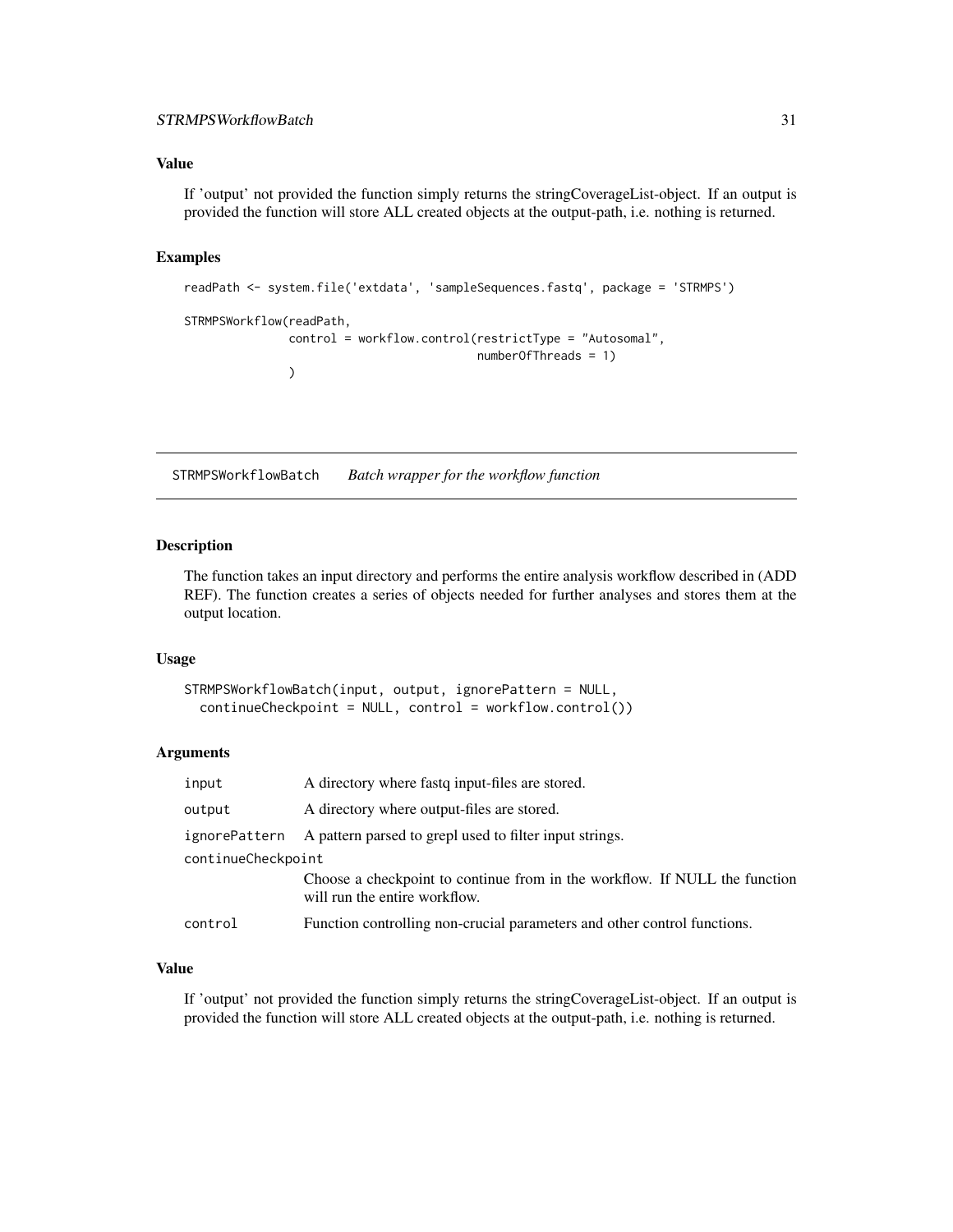### Value

If 'output' not provided the function simply returns the stringCoverageList-object. If an output is provided the function will store ALL created objects at the output-path, i.e. nothing is returned.

### Examples

```
readPath <- system.file('extdata', 'sampleSequences.fastq', package = 'STRMPS')

STRMPSWorkflow(readPath,
               control = workflow.control(restrictType = "Autosomal",
                                          numberOfThreads = 1)
               )
```

---

## STRMPSWorkflowBatch *Batch wrapper for the workflow function*

---

### Description

The function takes an input directory and performs the entire analysis workflow described in (ADD REF). The function creates a series of objects needed for further analyses and stores them at the output location.

### Usage

```
STRMPSWorkflowBatch(input, output, ignorePattern = NULL,
  continueCheckpoint = NULL, control = workflow.control())
```

### Arguments

| | |
|---|---|
| `input` | A directory where fastq input-files are stored. |
| `output` | A directory where output-files are stored. |
| `ignorePattern` | A pattern parsed to grepl used to filter input strings. |
| `continueCheckpoint` | Choose a checkpoint to continue from in the workflow. If NULL the function will run the entire workflow. |
| `control` | Function controlling non-crucial parameters and other control functions. |

### Value

If 'output' not provided the function simply returns the stringCoverageList-object. If an output is provided the function will store ALL created objects at the output-path, i.e. nothing is returned.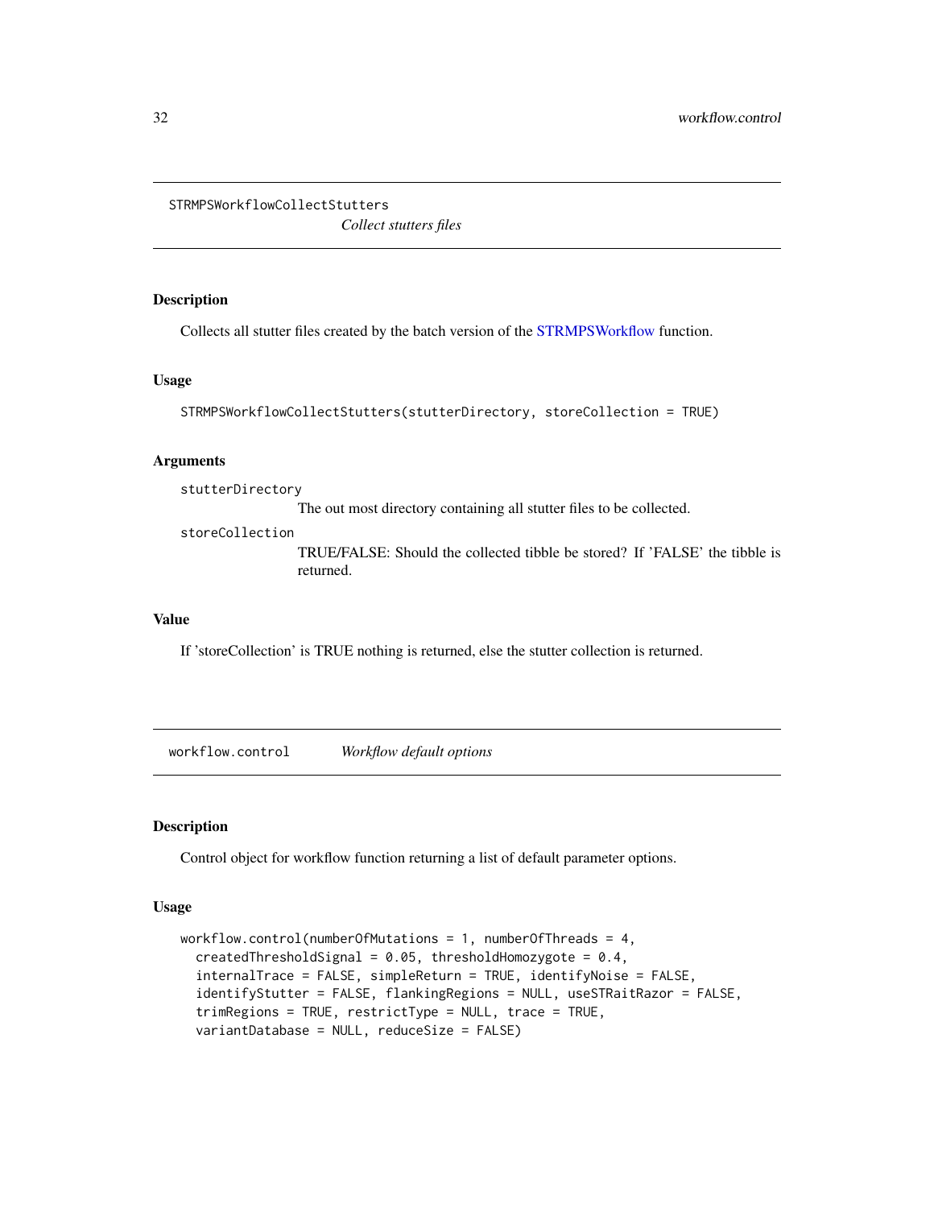## STRMPSWorkflowCollectStutters

*Collect stutters files*

### Description

Collects all stutter files created by the batch version of the STRMPSWorkflow function.

### Usage

```
STRMPSWorkflowCollectStutters(stutterDirectory, storeCollection = TRUE)
```

### Arguments

`stutterDirectory`
: The out most directory containing all stutter files to be collected.

`storeCollection`
: TRUE/FALSE: Should the collected tibble be stored? If 'FALSE' the tibble is returned.

### Value

If 'storeCollection' is TRUE nothing is returned, else the stutter collection is returned.

## workflow.control

*Workflow default options*

### Description

Control object for workflow function returning a list of default parameter options.

### Usage

```
workflow.control(numberOfMutations = 1, numberOfThreads = 4,
  createdThresholdSignal = 0.05, thresholdHomozygote = 0.4,
  internalTrace = FALSE, simpleReturn = TRUE, identifyNoise = FALSE,
  identifyStutter = FALSE, flankingRegions = NULL, useSTRaitRazor = FALSE,
  trimRegions = TRUE, restrictType = NULL, trace = TRUE,
  variantDatabase = NULL, reduceSize = FALSE)
```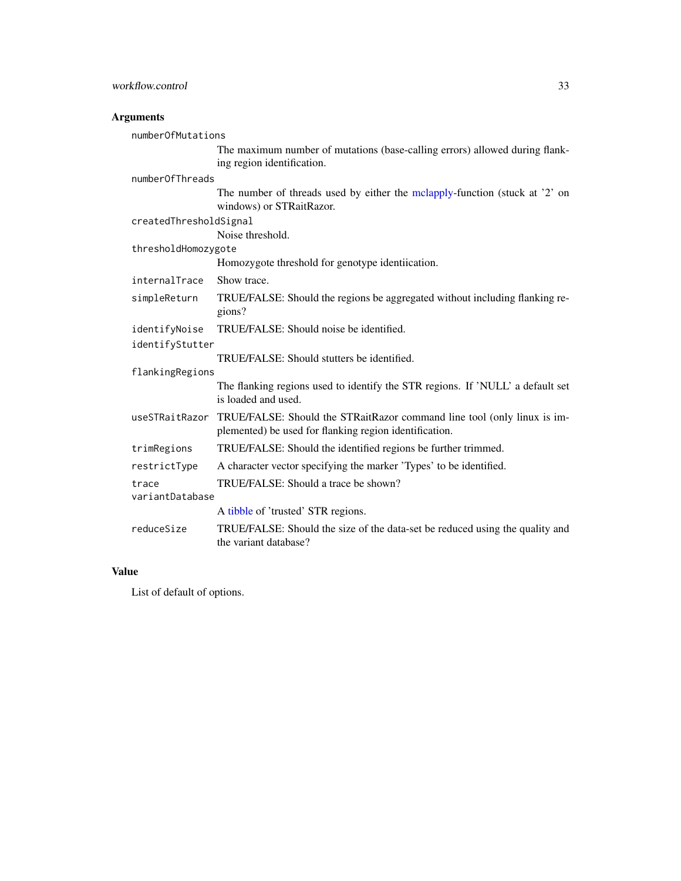## Arguments

`numberOfMutations`
: The maximum number of mutations (base-calling errors) allowed during flanking region identification.

`numberOfThreads`
: The number of threads used by either the mclapply-function (stuck at '2' on windows) or STRaitRazor.

`createdThresholdSignal`
: Noise threshold.

`thresholdHomozygote`
: Homozygote threshold for genotype identiication.

`internalTrace`
: Show trace.

`simpleReturn`
: TRUE/FALSE: Should the regions be aggregated without including flanking regions?

`identifyNoise`
: TRUE/FALSE: Should noise be identified.

`identifyStutter`
: TRUE/FALSE: Should stutters be identified.

`flankingRegions`
: The flanking regions used to identify the STR regions. If 'NULL' a default set is loaded and used.

`useSTRaitRazor`
: TRUE/FALSE: Should the STRaitRazor command line tool (only linux is implemented) be used for flanking region identification.

`trimRegions`
: TRUE/FALSE: Should the identified regions be further trimmed.

`restrictType`
: A character vector specifying the marker 'Types' to be identified.

`trace`
: TRUE/FALSE: Should a trace be shown?

`variantDatabase`
: A tibble of 'trusted' STR regions.

`reduceSize`
: TRUE/FALSE: Should the size of the data-set be reduced using the quality and the variant database?

## Value

List of default of options.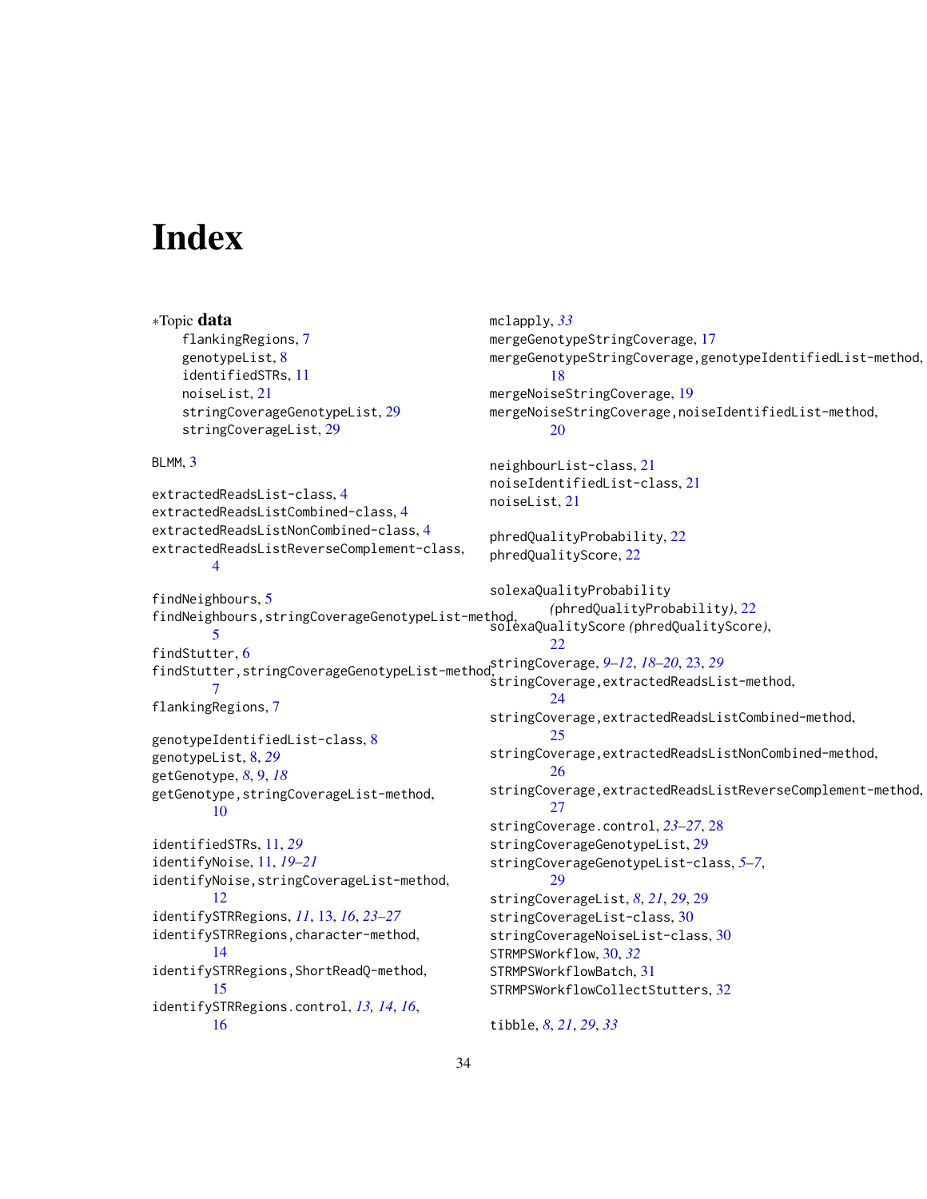# Index

*Topic **data**
- flankingRegions, 7
- genotypeList, 8
- identifiedSTRs, 11
- noiseList, 21
- stringCoverageGenotypeList, 29
- stringCoverageList, 29

BLMM, 3

extractedReadsList-class, 4
extractedReadsListCombined-class, 4
extractedReadsListNonCombined-class, 4
extractedReadsListReverseComplement-class, 4

findNeighbours, 5
findNeighbours,stringCoverageGenotypeList-method, 5
findStutter, 6
findStutter,stringCoverageGenotypeList-method, 7
flankingRegions, 7

genotypeIdentifiedList-class, 8
genotypeList, 8, *29*
getGenotype, *8*, *9*, *18*
getGenotype,stringCoverageList-method, 10

identifiedSTRs, 11, *29*
identifyNoise, 11, *19–21*
identifyNoise,stringCoverageList-method, 12
identifySTRRegions, *11*, 13, *16*, *23–27*
identifySTRRegions,character-method, 14
identifySTRRegions,ShortReadQ-method, 15
identifySTRRegions.control, *13*, *14*, *16*, 16

mclapply, *33*
mergeGenotypeStringCoverage, 17
mergeGenotypeStringCoverage,genotypeIdentifiedList-method, 18
mergeNoiseStringCoverage, 19
mergeNoiseStringCoverage,noiseIdentifiedList-method, 20

neighbourList-class, 21
noiseIdentifiedList-class, 21
noiseList, 21

phredQualityProbability, 22
phredQualityScore, 22

solexaQualityProbability *(phredQualityProbability)*, 22
solexaQualityScore *(phredQualityScore)*, 22
stringCoverage, *9–12*, *18–20*, 23, *29*
stringCoverage,extractedReadsList-method, 24
stringCoverage,extractedReadsListCombined-method, 25
stringCoverage,extractedReadsListNonCombined-method, 26
stringCoverage,extractedReadsListReverseComplement-method, 27
stringCoverage.control, *23–27*, 28
stringCoverageGenotypeList, 29
stringCoverageGenotypeList-class, *5–7*, 29
stringCoverageList, *8*, *21*, *29*, 29
stringCoverageList-class, 30
stringCoverageNoiseList-class, 30
STRMPSWorkflow, 30, *32*
STRMPSWorkflowBatch, 31
STRMPSWorkflowCollectStutters, 32

tibble, *8*, *21*, *29*, *33*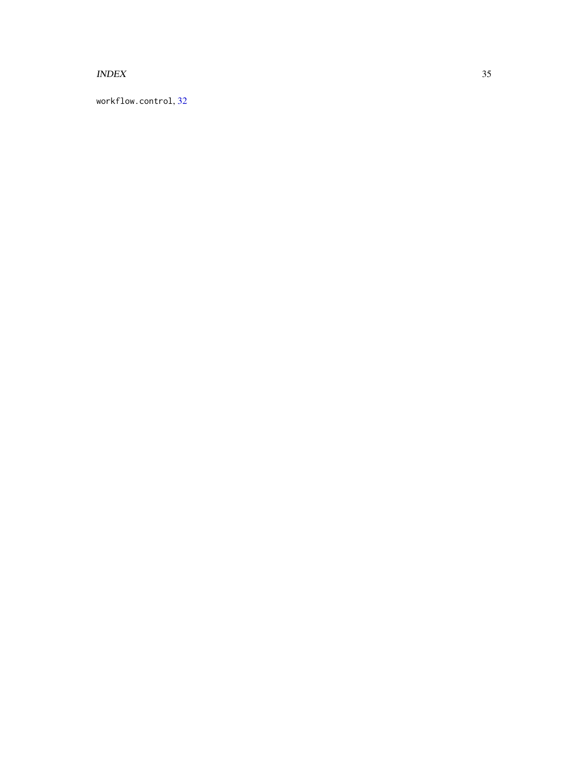`workflow.control`, 32